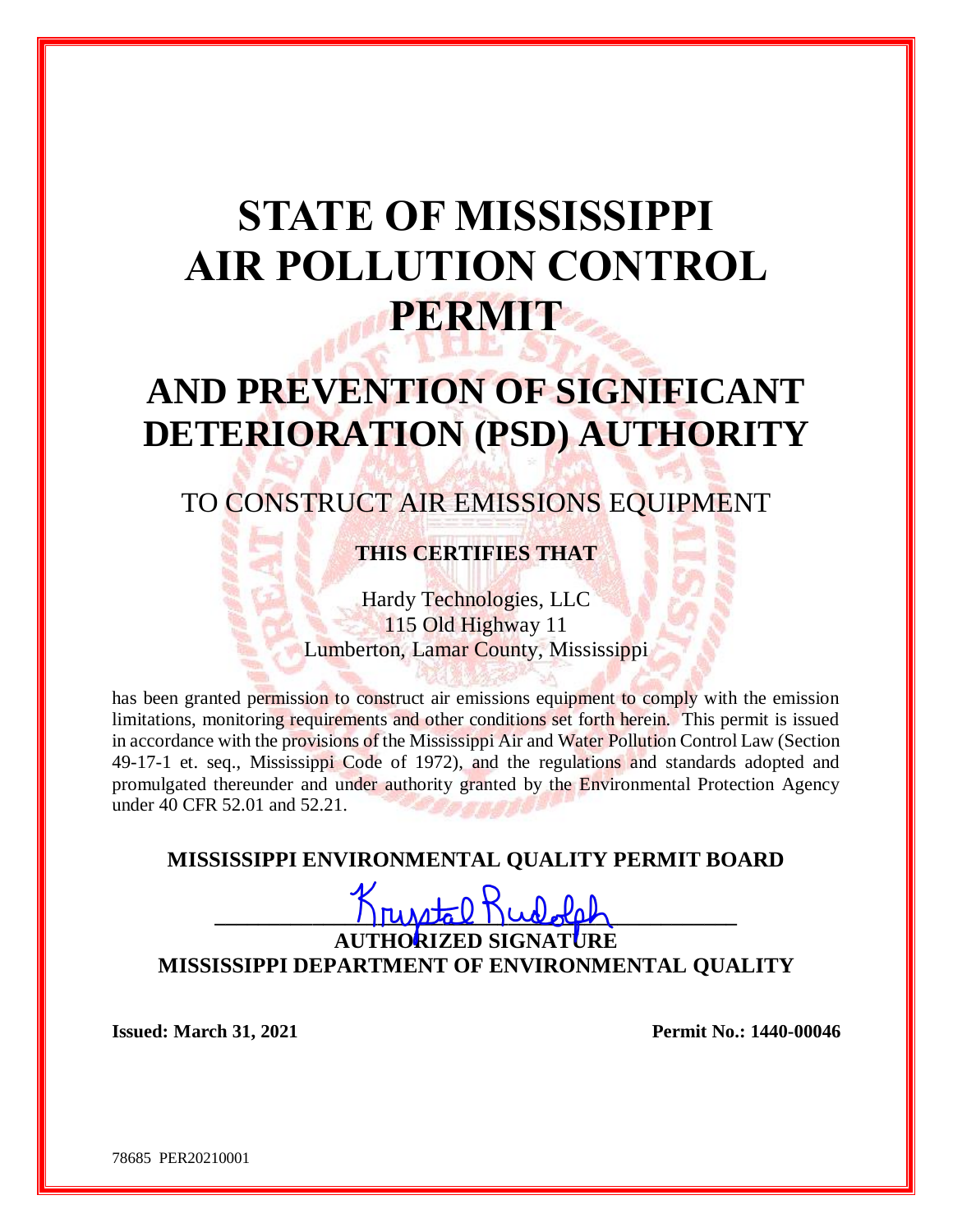# STATE OF MISSISSIPPI AIR POLLUTION CONTROL PERMIT

# AND PREVENTION OF SIGNIFICANT DETERIORATION (PSD) AUTHORITY

## TO CONSTRUCT AIR EMISSIONS EQUIPMENT

**THIS CERTIFIES THAT**

Hardy Technologies, LLC
115 Old Highway 11
Lumberton, Lamar County, Mississippi

has been granted permission to construct air emissions equipment to comply with the emission limitations, monitoring requirements and other conditions set forth herein. This permit is issued in accordance with the provisions of the Mississippi Air and Water Pollution Control Law (Section 49-17-1 et. seq., Mississippi Code of 1972), and the regulations and standards adopted and promulgated thereunder and under authority granted by the Environmental Protection Agency under 40 CFR 52.01 and 52.21.

**MISSISSIPPI ENVIRONMENTAL QUALITY PERMIT BOARD**

Krystal Rudolph

**AUTHORIZED SIGNATURE**
**MISSISSIPPI DEPARTMENT OF ENVIRONMENTAL QUALITY**

**Issued: March 31, 2021** **Permit No.: 1440-00046**

78685 PER20210001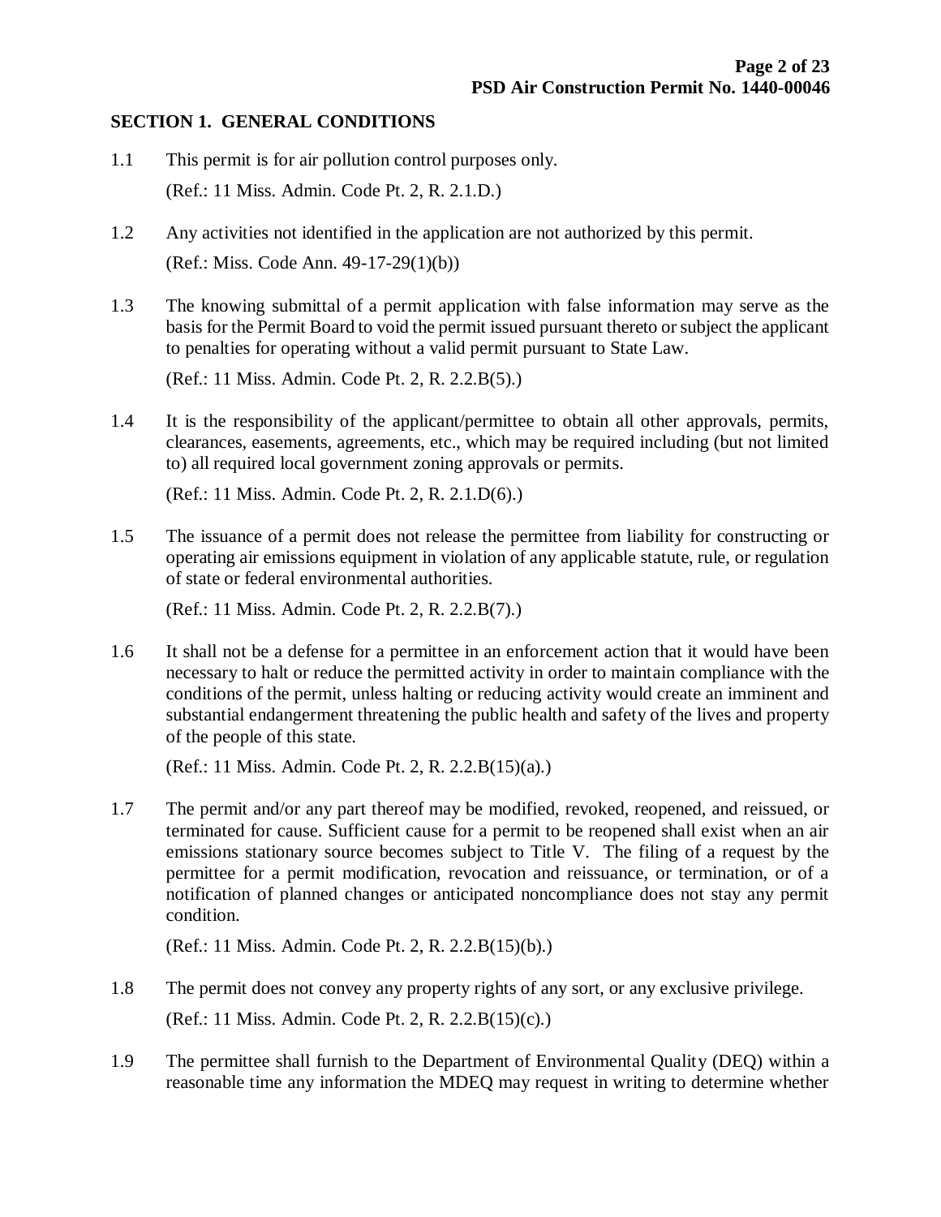## SECTION 1. GENERAL CONDITIONS

1.1 This permit is for air pollution control purposes only.

(Ref.: 11 Miss. Admin. Code Pt. 2, R. 2.1.D.)

1.2 Any activities not identified in the application are not authorized by this permit.

(Ref.: Miss. Code Ann. 49-17-29(1)(b))

1.3 The knowing submittal of a permit application with false information may serve as the basis for the Permit Board to void the permit issued pursuant thereto or subject the applicant to penalties for operating without a valid permit pursuant to State Law.

(Ref.: 11 Miss. Admin. Code Pt. 2, R. 2.2.B(5).)

1.4 It is the responsibility of the applicant/permittee to obtain all other approvals, permits, clearances, easements, agreements, etc., which may be required including (but not limited to) all required local government zoning approvals or permits.

(Ref.: 11 Miss. Admin. Code Pt. 2, R. 2.1.D(6).)

1.5 The issuance of a permit does not release the permittee from liability for constructing or operating air emissions equipment in violation of any applicable statute, rule, or regulation of state or federal environmental authorities.

(Ref.: 11 Miss. Admin. Code Pt. 2, R. 2.2.B(7).)

1.6 It shall not be a defense for a permittee in an enforcement action that it would have been necessary to halt or reduce the permitted activity in order to maintain compliance with the conditions of the permit, unless halting or reducing activity would create an imminent and substantial endangerment threatening the public health and safety of the lives and property of the people of this state.

(Ref.: 11 Miss. Admin. Code Pt. 2, R. 2.2.B(15)(a).)

1.7 The permit and/or any part thereof may be modified, revoked, reopened, and reissued, or terminated for cause. Sufficient cause for a permit to be reopened shall exist when an air emissions stationary source becomes subject to Title V. The filing of a request by the permittee for a permit modification, revocation and reissuance, or termination, or of a notification of planned changes or anticipated noncompliance does not stay any permit condition.

(Ref.: 11 Miss. Admin. Code Pt. 2, R. 2.2.B(15)(b).)

1.8 The permit does not convey any property rights of any sort, or any exclusive privilege.

(Ref.: 11 Miss. Admin. Code Pt. 2, R. 2.2.B(15)(c).)

1.9 The permittee shall furnish to the Department of Environmental Quality (DEQ) within a reasonable time any information the MDEQ may request in writing to determine whether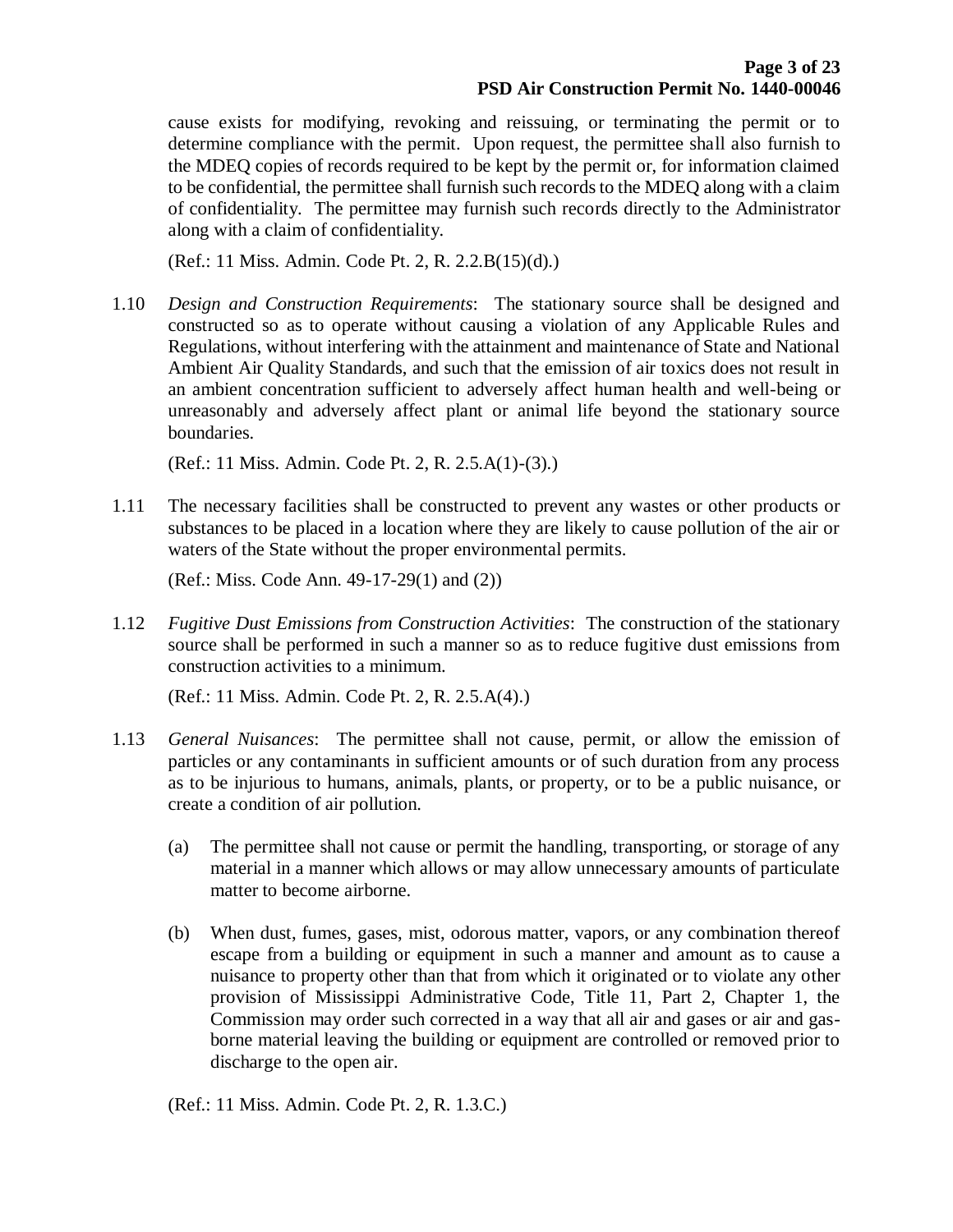cause exists for modifying, revoking and reissuing, or terminating the permit or to determine compliance with the permit. Upon request, the permittee shall also furnish to the MDEQ copies of records required to be kept by the permit or, for information claimed to be confidential, the permittee shall furnish such records to the MDEQ along with a claim of confidentiality. The permittee may furnish such records directly to the Administrator along with a claim of confidentiality.

(Ref.: 11 Miss. Admin. Code Pt. 2, R. 2.2.B(15)(d).)

1.10 *Design and Construction Requirements*: The stationary source shall be designed and constructed so as to operate without causing a violation of any Applicable Rules and Regulations, without interfering with the attainment and maintenance of State and National Ambient Air Quality Standards, and such that the emission of air toxics does not result in an ambient concentration sufficient to adversely affect human health and well-being or unreasonably and adversely affect plant or animal life beyond the stationary source boundaries.

(Ref.: 11 Miss. Admin. Code Pt. 2, R. 2.5.A(1)-(3).)

1.11 The necessary facilities shall be constructed to prevent any wastes or other products or substances to be placed in a location where they are likely to cause pollution of the air or waters of the State without the proper environmental permits.

(Ref.: Miss. Code Ann. 49-17-29(1) and (2))

1.12 *Fugitive Dust Emissions from Construction Activities*: The construction of the stationary source shall be performed in such a manner so as to reduce fugitive dust emissions from construction activities to a minimum.

(Ref.: 11 Miss. Admin. Code Pt. 2, R. 2.5.A(4).)

1.13 *General Nuisances*: The permittee shall not cause, permit, or allow the emission of particles or any contaminants in sufficient amounts or of such duration from any process as to be injurious to humans, animals, plants, or property, or to be a public nuisance, or create a condition of air pollution.

(a) The permittee shall not cause or permit the handling, transporting, or storage of any material in a manner which allows or may allow unnecessary amounts of particulate matter to become airborne.

(b) When dust, fumes, gases, mist, odorous matter, vapors, or any combination thereof escape from a building or equipment in such a manner and amount as to cause a nuisance to property other than that from which it originated or to violate any other provision of Mississippi Administrative Code, Title 11, Part 2, Chapter 1, the Commission may order such corrected in a way that all air and gases or air and gas-borne material leaving the building or equipment are controlled or removed prior to discharge to the open air.

(Ref.: 11 Miss. Admin. Code Pt. 2, R. 1.3.C.)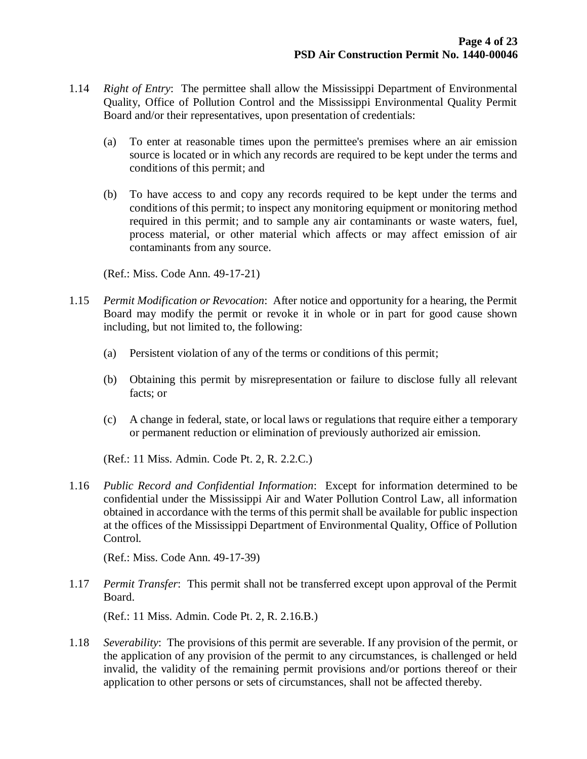1.14 *Right of Entry*: The permittee shall allow the Mississippi Department of Environmental Quality, Office of Pollution Control and the Mississippi Environmental Quality Permit Board and/or their representatives, upon presentation of credentials:

(a) To enter at reasonable times upon the permittee's premises where an air emission source is located or in which any records are required to be kept under the terms and conditions of this permit; and

(b) To have access to and copy any records required to be kept under the terms and conditions of this permit; to inspect any monitoring equipment or monitoring method required in this permit; and to sample any air contaminants or waste waters, fuel, process material, or other material which affects or may affect emission of air contaminants from any source.

(Ref.: Miss. Code Ann. 49-17-21)

1.15 *Permit Modification or Revocation*: After notice and opportunity for a hearing, the Permit Board may modify the permit or revoke it in whole or in part for good cause shown including, but not limited to, the following:

(a) Persistent violation of any of the terms or conditions of this permit;

(b) Obtaining this permit by misrepresentation or failure to disclose fully all relevant facts; or

(c) A change in federal, state, or local laws or regulations that require either a temporary or permanent reduction or elimination of previously authorized air emission.

(Ref.: 11 Miss. Admin. Code Pt. 2, R. 2.2.C.)

1.16 *Public Record and Confidential Information*: Except for information determined to be confidential under the Mississippi Air and Water Pollution Control Law, all information obtained in accordance with the terms of this permit shall be available for public inspection at the offices of the Mississippi Department of Environmental Quality, Office of Pollution Control.

(Ref.: Miss. Code Ann. 49-17-39)

1.17 *Permit Transfer*: This permit shall not be transferred except upon approval of the Permit Board.

(Ref.: 11 Miss. Admin. Code Pt. 2, R. 2.16.B.)

1.18 *Severability*: The provisions of this permit are severable. If any provision of the permit, or the application of any provision of the permit to any circumstances, is challenged or held invalid, the validity of the remaining permit provisions and/or portions thereof or their application to other persons or sets of circumstances, shall not be affected thereby.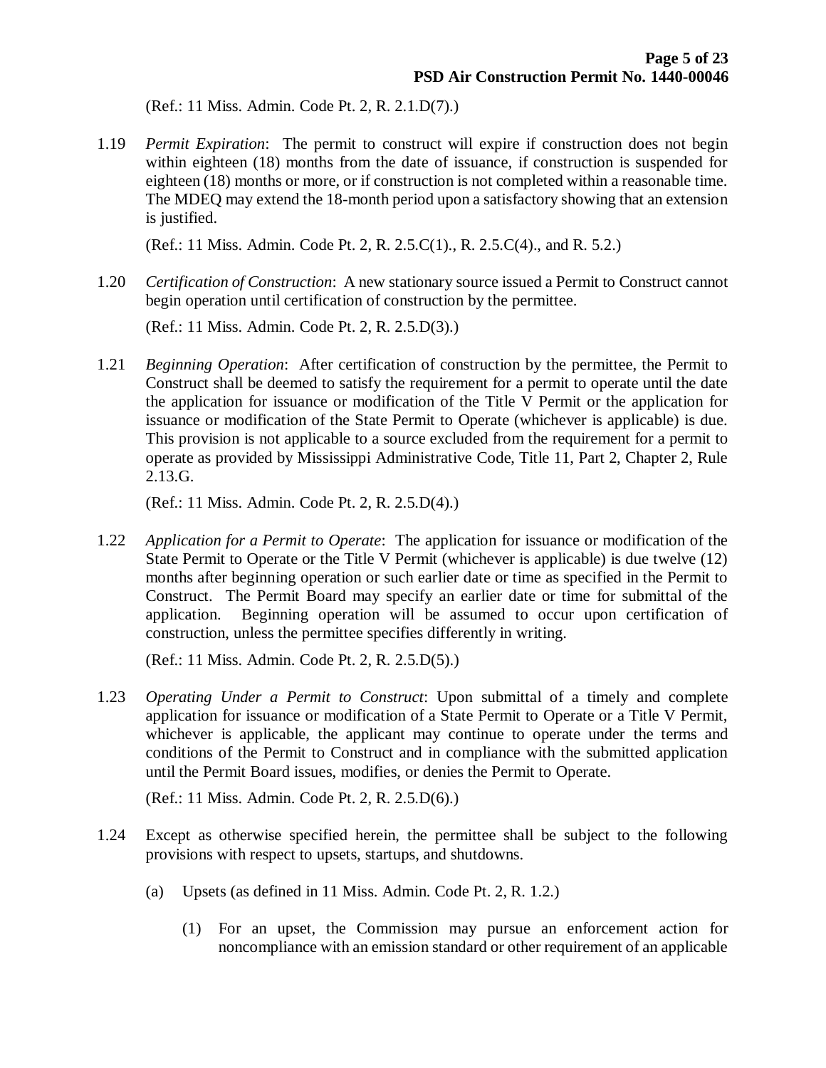(Ref.: 11 Miss. Admin. Code Pt. 2, R. 2.1.D(7).)

1.19 *Permit Expiration*: The permit to construct will expire if construction does not begin within eighteen (18) months from the date of issuance, if construction is suspended for eighteen (18) months or more, or if construction is not completed within a reasonable time. The MDEQ may extend the 18-month period upon a satisfactory showing that an extension is justified.

(Ref.: 11 Miss. Admin. Code Pt. 2, R. 2.5.C(1)., R. 2.5.C(4)., and R. 5.2.)

1.20 *Certification of Construction*: A new stationary source issued a Permit to Construct cannot begin operation until certification of construction by the permittee.

(Ref.: 11 Miss. Admin. Code Pt. 2, R. 2.5.D(3).)

1.21 *Beginning Operation*: After certification of construction by the permittee, the Permit to Construct shall be deemed to satisfy the requirement for a permit to operate until the date the application for issuance or modification of the Title V Permit or the application for issuance or modification of the State Permit to Operate (whichever is applicable) is due. This provision is not applicable to a source excluded from the requirement for a permit to operate as provided by Mississippi Administrative Code, Title 11, Part 2, Chapter 2, Rule 2.13.G.

(Ref.: 11 Miss. Admin. Code Pt. 2, R. 2.5.D(4).)

1.22 *Application for a Permit to Operate*: The application for issuance or modification of the State Permit to Operate or the Title V Permit (whichever is applicable) is due twelve (12) months after beginning operation or such earlier date or time as specified in the Permit to Construct. The Permit Board may specify an earlier date or time for submittal of the application. Beginning operation will be assumed to occur upon certification of construction, unless the permittee specifies differently in writing.

(Ref.: 11 Miss. Admin. Code Pt. 2, R. 2.5.D(5).)

1.23 *Operating Under a Permit to Construct*: Upon submittal of a timely and complete application for issuance or modification of a State Permit to Operate or a Title V Permit, whichever is applicable, the applicant may continue to operate under the terms and conditions of the Permit to Construct and in compliance with the submitted application until the Permit Board issues, modifies, or denies the Permit to Operate.

(Ref.: 11 Miss. Admin. Code Pt. 2, R. 2.5.D(6).)

1.24 Except as otherwise specified herein, the permittee shall be subject to the following provisions with respect to upsets, startups, and shutdowns.

(a) Upsets (as defined in 11 Miss. Admin. Code Pt. 2, R. 1.2.)

(1) For an upset, the Commission may pursue an enforcement action for noncompliance with an emission standard or other requirement of an applicable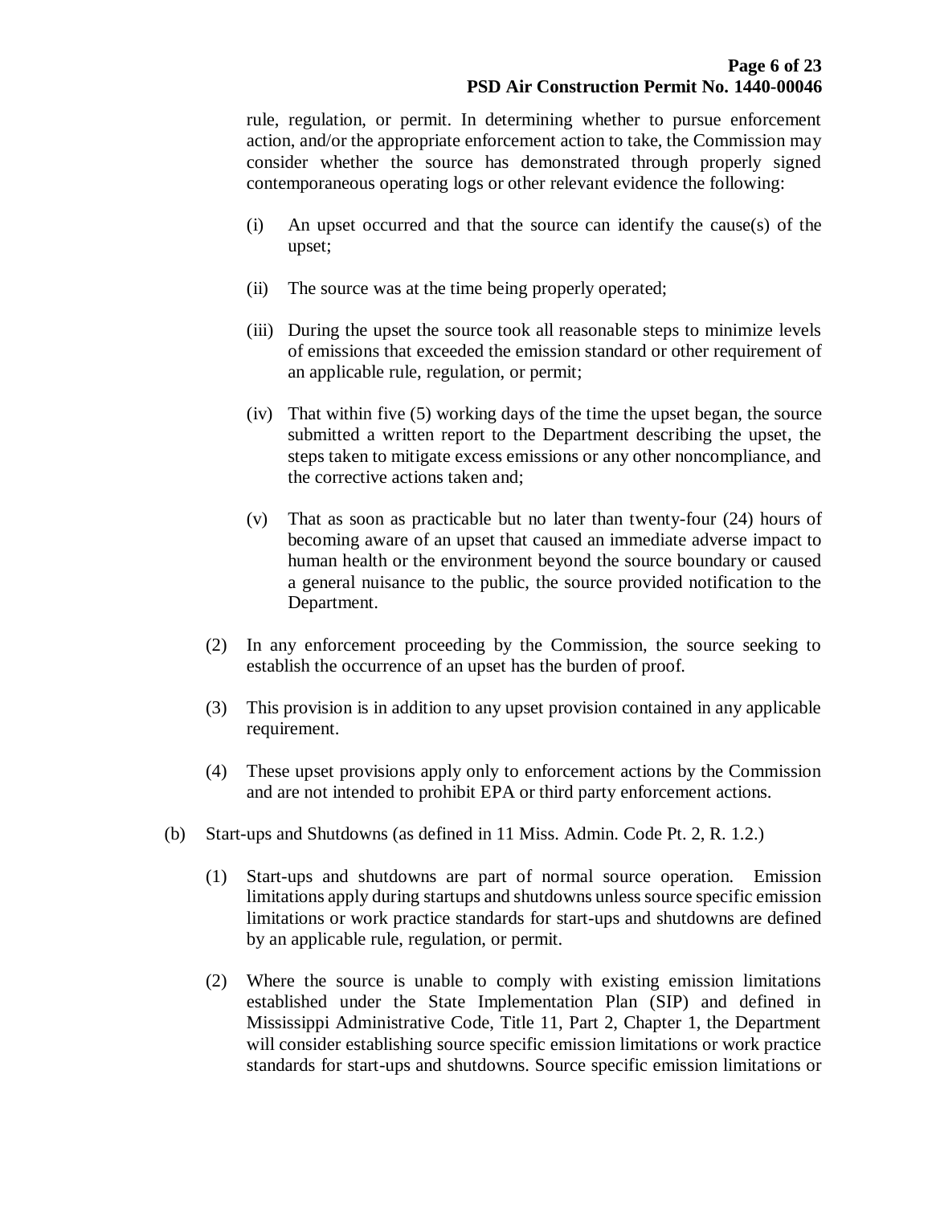rule, regulation, or permit. In determining whether to pursue enforcement action, and/or the appropriate enforcement action to take, the Commission may consider whether the source has demonstrated through properly signed contemporaneous operating logs or other relevant evidence the following:

(i) An upset occurred and that the source can identify the cause(s) of the upset;

(ii) The source was at the time being properly operated;

(iii) During the upset the source took all reasonable steps to minimize levels of emissions that exceeded the emission standard or other requirement of an applicable rule, regulation, or permit;

(iv) That within five (5) working days of the time the upset began, the source submitted a written report to the Department describing the upset, the steps taken to mitigate excess emissions or any other noncompliance, and the corrective actions taken and;

(v) That as soon as practicable but no later than twenty-four (24) hours of becoming aware of an upset that caused an immediate adverse impact to human health or the environment beyond the source boundary or caused a general nuisance to the public, the source provided notification to the Department.

(2) In any enforcement proceeding by the Commission, the source seeking to establish the occurrence of an upset has the burden of proof.

(3) This provision is in addition to any upset provision contained in any applicable requirement.

(4) These upset provisions apply only to enforcement actions by the Commission and are not intended to prohibit EPA or third party enforcement actions.

(b) Start-ups and Shutdowns (as defined in 11 Miss. Admin. Code Pt. 2, R. 1.2.)

(1) Start-ups and shutdowns are part of normal source operation. Emission limitations apply during startups and shutdowns unless source specific emission limitations or work practice standards for start-ups and shutdowns are defined by an applicable rule, regulation, or permit.

(2) Where the source is unable to comply with existing emission limitations established under the State Implementation Plan (SIP) and defined in Mississippi Administrative Code, Title 11, Part 2, Chapter 1, the Department will consider establishing source specific emission limitations or work practice standards for start-ups and shutdowns. Source specific emission limitations or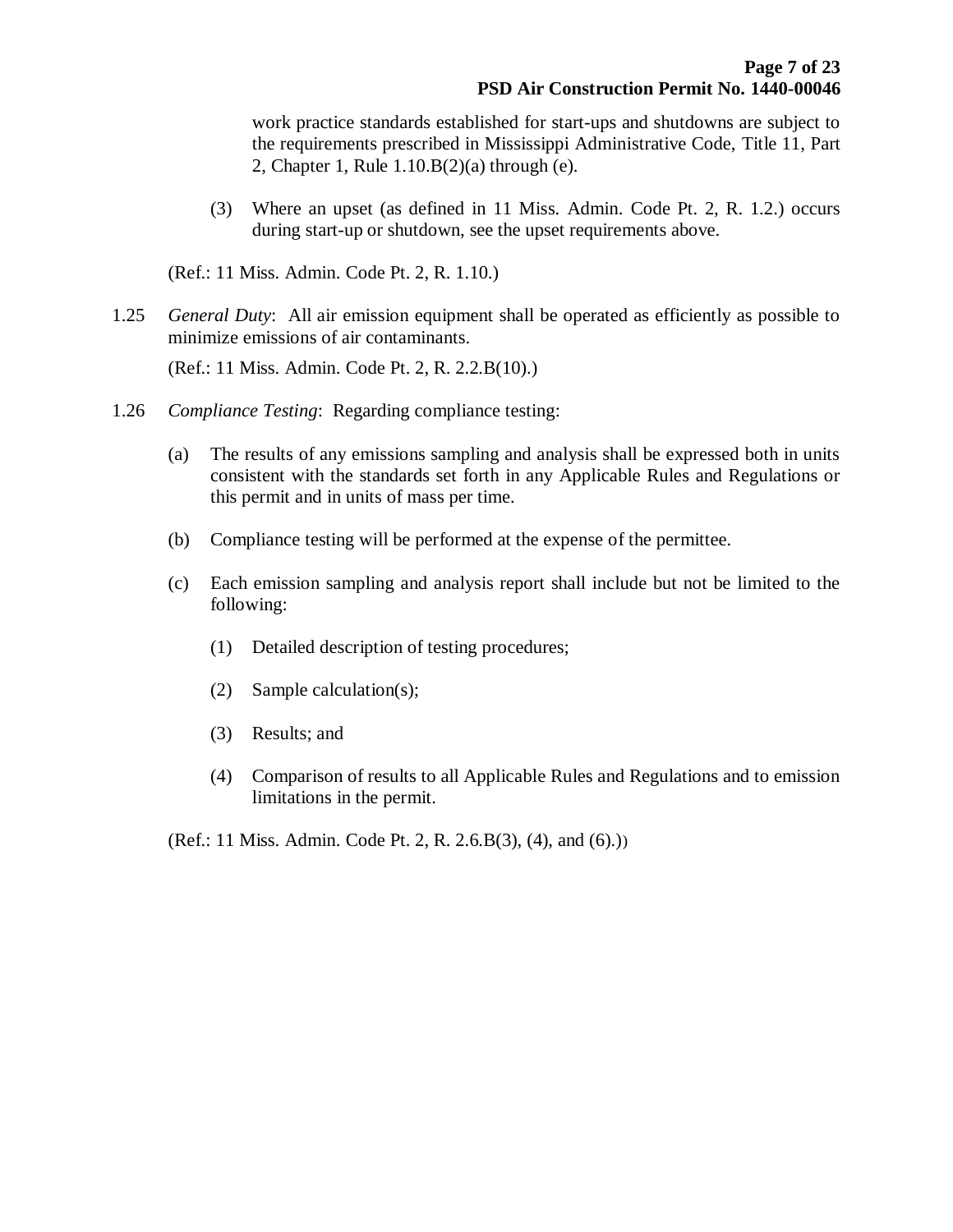work practice standards established for start-ups and shutdowns are subject to the requirements prescribed in Mississippi Administrative Code, Title 11, Part 2, Chapter 1, Rule 1.10.B(2)(a) through (e).

(3) Where an upset (as defined in 11 Miss. Admin. Code Pt. 2, R. 1.2.) occurs during start-up or shutdown, see the upset requirements above.

(Ref.: 11 Miss. Admin. Code Pt. 2, R. 1.10.)

1.25 *General Duty*: All air emission equipment shall be operated as efficiently as possible to minimize emissions of air contaminants.

(Ref.: 11 Miss. Admin. Code Pt. 2, R. 2.2.B(10).)

1.26 *Compliance Testing*: Regarding compliance testing:

(a) The results of any emissions sampling and analysis shall be expressed both in units consistent with the standards set forth in any Applicable Rules and Regulations or this permit and in units of mass per time.

(b) Compliance testing will be performed at the expense of the permittee.

(c) Each emission sampling and analysis report shall include but not be limited to the following:

(1) Detailed description of testing procedures;

(2) Sample calculation(s);

(3) Results; and

(4) Comparison of results to all Applicable Rules and Regulations and to emission limitations in the permit.

(Ref.: 11 Miss. Admin. Code Pt. 2, R. 2.6.B(3), (4), and (6).))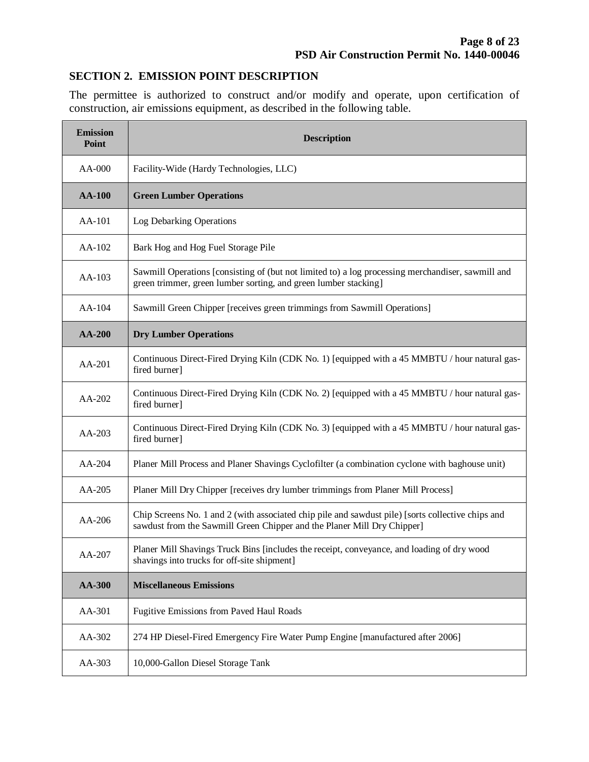## SECTION 2. EMISSION POINT DESCRIPTION

The permittee is authorized to construct and/or modify and operate, upon certification of construction, air emissions equipment, as described in the following table.

| Emission Point | Description |
|---|---|
| AA-000 | Facility-Wide (Hardy Technologies, LLC) |
| **AA-100** | **Green Lumber Operations** |
| AA-101 | Log Debarking Operations |
| AA-102 | Bark Hog and Hog Fuel Storage Pile |
| AA-103 | Sawmill Operations [consisting of (but not limited to) a log processing merchandiser, sawmill and green trimmer, green lumber sorting, and green lumber stacking] |
| AA-104 | Sawmill Green Chipper [receives green trimmings from Sawmill Operations] |
| **AA-200** | **Dry Lumber Operations** |
| AA-201 | Continuous Direct-Fired Drying Kiln (CDK No. 1) [equipped with a 45 MMBTU / hour natural gas-fired burner] |
| AA-202 | Continuous Direct-Fired Drying Kiln (CDK No. 2) [equipped with a 45 MMBTU / hour natural gas-fired burner] |
| AA-203 | Continuous Direct-Fired Drying Kiln (CDK No. 3) [equipped with a 45 MMBTU / hour natural gas-fired burner] |
| AA-204 | Planer Mill Process and Planer Shavings Cyclofilter (a combination cyclone with baghouse unit) |
| AA-205 | Planer Mill Dry Chipper [receives dry lumber trimmings from Planer Mill Process] |
| AA-206 | Chip Screens No. 1 and 2 (with associated chip pile and sawdust pile) [sorts collective chips and sawdust from the Sawmill Green Chipper and the Planer Mill Dry Chipper] |
| AA-207 | Planer Mill Shavings Truck Bins [includes the receipt, conveyance, and loading of dry wood shavings into trucks for off-site shipment] |
| **AA-300** | **Miscellaneous Emissions** |
| AA-301 | Fugitive Emissions from Paved Haul Roads |
| AA-302 | 274 HP Diesel-Fired Emergency Fire Water Pump Engine [manufactured after 2006] |
| AA-303 | 10,000-Gallon Diesel Storage Tank |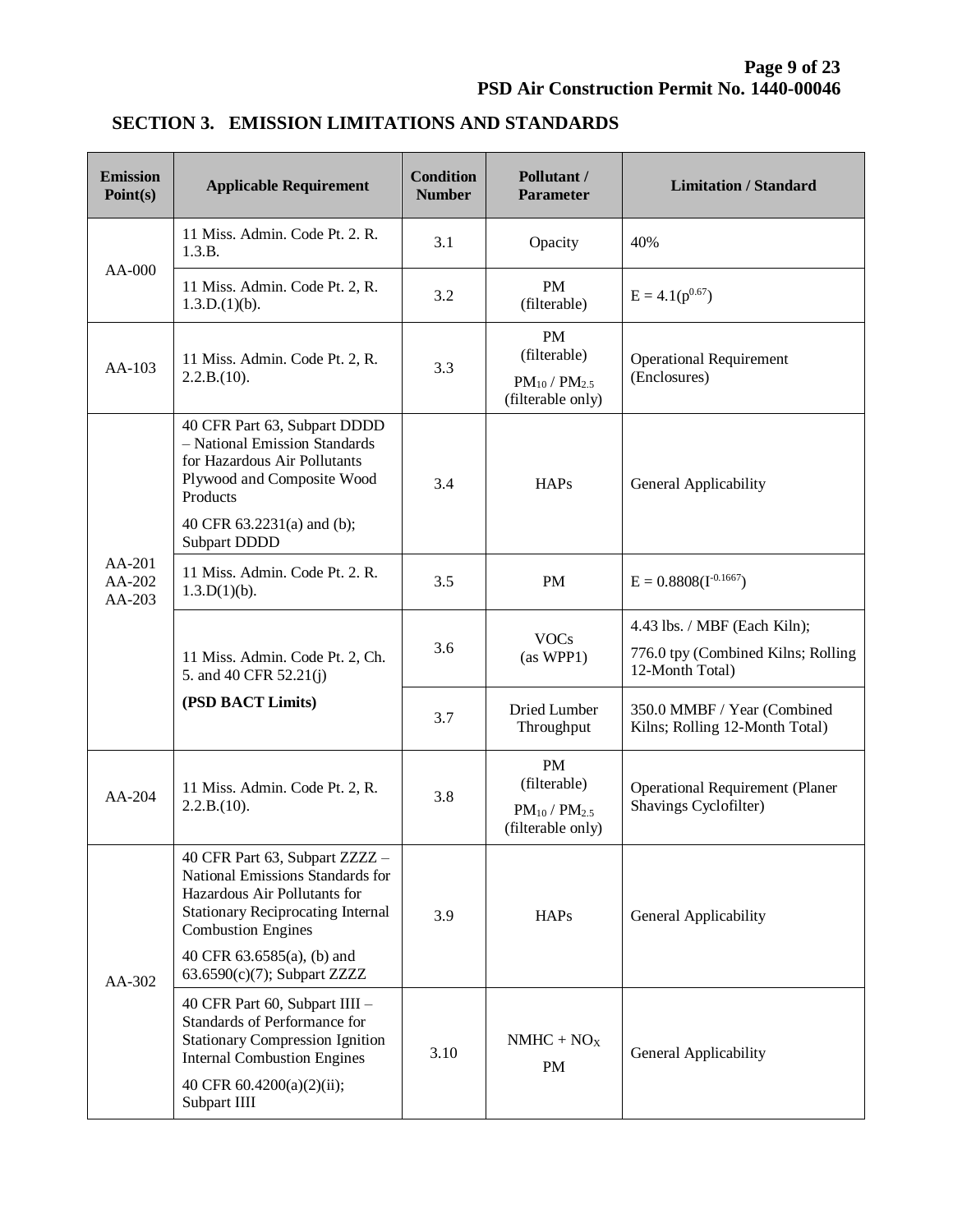## SECTION 3. EMISSION LIMITATIONS AND STANDARDS

| Emission Point(s) | Applicable Requirement | Condition Number | Pollutant / Parameter | Limitation / Standard |
|---|---|---|---|---|
| AA-000 | 11 Miss. Admin. Code Pt. 2. R. 1.3.B. | 3.1 | Opacity | 40% |
| | 11 Miss. Admin. Code Pt. 2, R. 1.3.D.(1)(b). | 3.2 | PM (filterable) | $E = 4.1(p^{0.67})$ |
| AA-103 | 11 Miss. Admin. Code Pt. 2, R. 2.2.B.(10). | 3.3 | PM (filterable) $PM_{10}$ / $PM_{2.5}$ (filterable only) | Operational Requirement (Enclosures) |
| AA-201 AA-202 AA-203 | 40 CFR Part 63, Subpart DDDD – National Emission Standards for Hazardous Air Pollutants Plywood and Composite Wood Products<br>40 CFR 63.2231(a) and (b); Subpart DDDD | 3.4 | HAPs | General Applicability |
| | 11 Miss. Admin. Code Pt. 2. R. 1.3.D(1)(b). | 3.5 | PM | $E = 0.8808(I^{-0.1667})$ |
| | 11 Miss. Admin. Code Pt. 2, Ch. 5. and 40 CFR 52.21(j)<br>**(PSD BACT Limits)** | 3.6 | VOCs (as WPP1) | 4.43 lbs. / MBF (Each Kiln);<br>776.0 tpy (Combined Kilns; Rolling 12-Month Total) |
| | | 3.7 | Dried Lumber Throughput | 350.0 MMBF / Year (Combined Kilns; Rolling 12-Month Total) |
| AA-204 | 11 Miss. Admin. Code Pt. 2, R. 2.2.B.(10). | 3.8 | PM (filterable) $PM_{10}$ / $PM_{2.5}$ (filterable only) | Operational Requirement (Planer Shavings Cyclofilter) |
| AA-302 | 40 CFR Part 63, Subpart ZZZZ – National Emissions Standards for Hazardous Air Pollutants for Stationary Reciprocating Internal Combustion Engines<br>40 CFR 63.6585(a), (b) and 63.6590(c)(7); Subpart ZZZZ | 3.9 | HAPs | General Applicability |
| | 40 CFR Part 60, Subpart IIII – Standards of Performance for Stationary Compression Ignition Internal Combustion Engines<br>40 CFR 60.4200(a)(2)(ii); Subpart IIII | 3.10 | NMHC + $NO_X$<br>PM | General Applicability |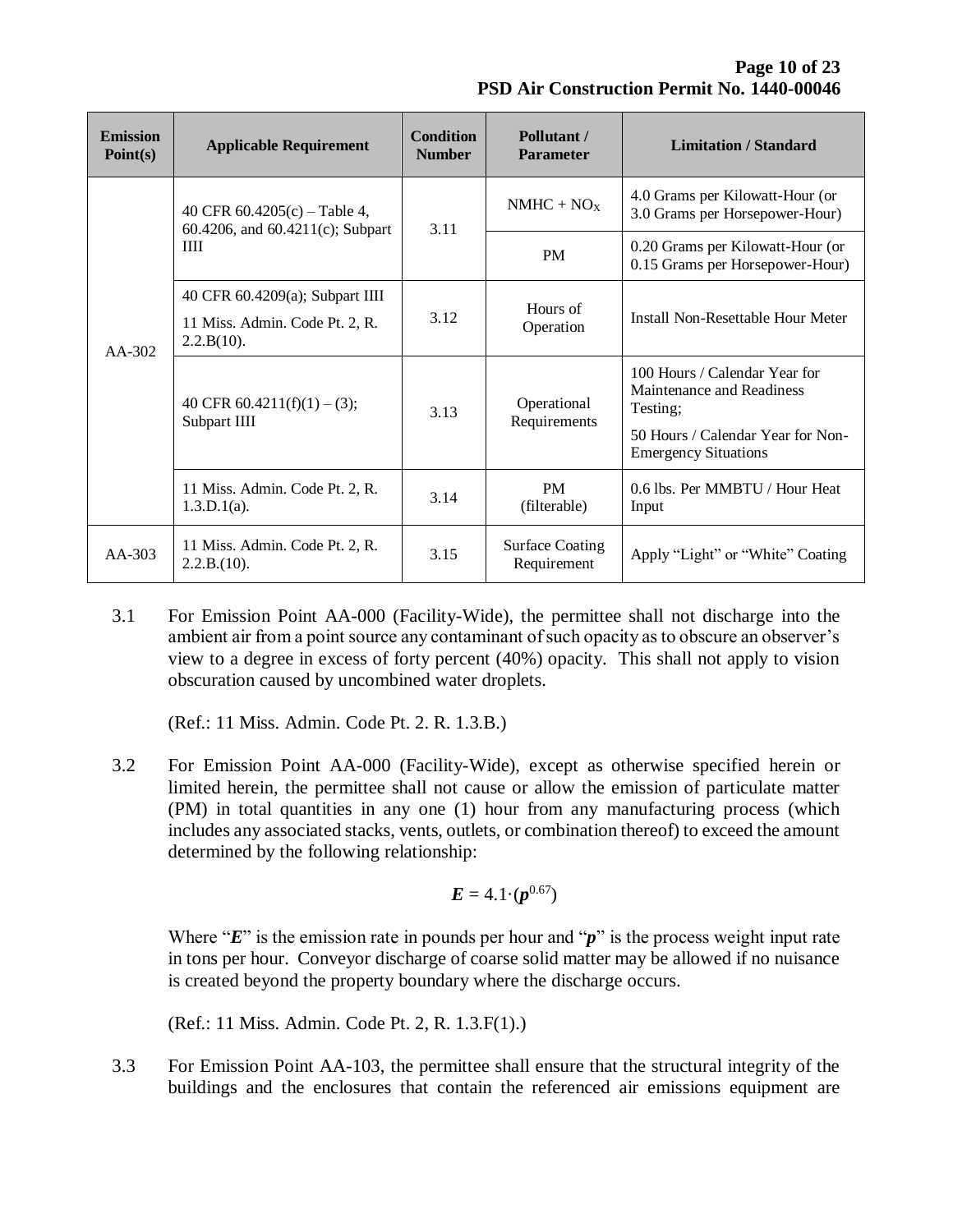| Emission Point(s) | Applicable Requirement | Condition Number | Pollutant / Parameter | Limitation / Standard |
|---|---|---|---|---|
| AA-302 | 40 CFR 60.4205(c) – Table 4, 60.4206, and 60.4211(c); Subpart IIII | 3.11 | $NMHC + NO_X$ | 4.0 Grams per Kilowatt-Hour (or 3.0 Grams per Horsepower-Hour) |
| | | | PM | 0.20 Grams per Kilowatt-Hour (or 0.15 Grams per Horsepower-Hour) |
| | 40 CFR 60.4209(a); Subpart IIII<br>11 Miss. Admin. Code Pt. 2, R. 2.2.B(10). | 3.12 | Hours of Operation | Install Non-Resettable Hour Meter |
| | 40 CFR 60.4211(f)(1) – (3); Subpart IIII | 3.13 | Operational Requirements | 100 Hours / Calendar Year for Maintenance and Readiness Testing;<br>50 Hours / Calendar Year for Non-Emergency Situations |
| | 11 Miss. Admin. Code Pt. 2, R. 1.3.D.1(a). | 3.14 | PM (filterable) | 0.6 lbs. Per MMBTU / Hour Heat Input |
| AA-303 | 11 Miss. Admin. Code Pt. 2, R. 2.2.B.(10). | 3.15 | Surface Coating Requirement | Apply "Light" or "White" Coating |

3.1 For Emission Point AA-000 (Facility-Wide), the permittee shall not discharge into the ambient air from a point source any contaminant of such opacity as to obscure an observer's view to a degree in excess of forty percent (40%) opacity. This shall not apply to vision obscuration caused by uncombined water droplets.

(Ref.: 11 Miss. Admin. Code Pt. 2. R. 1.3.B.)

3.2 For Emission Point AA-000 (Facility-Wide), except as otherwise specified herein or limited herein, the permittee shall not cause or allow the emission of particulate matter (PM) in total quantities in any one (1) hour from any manufacturing process (which includes any associated stacks, vents, outlets, or combination thereof) to exceed the amount determined by the following relationship:

$$\boldsymbol{E} = 4.1 \cdot (\boldsymbol{p}^{0.67})$$

Where "$\boldsymbol{E}$" is the emission rate in pounds per hour and "$\boldsymbol{p}$" is the process weight input rate in tons per hour. Conveyor discharge of coarse solid matter may be allowed if no nuisance is created beyond the property boundary where the discharge occurs.

(Ref.: 11 Miss. Admin. Code Pt. 2, R. 1.3.F(1).)

3.3 For Emission Point AA-103, the permittee shall ensure that the structural integrity of the buildings and the enclosures that contain the referenced air emissions equipment are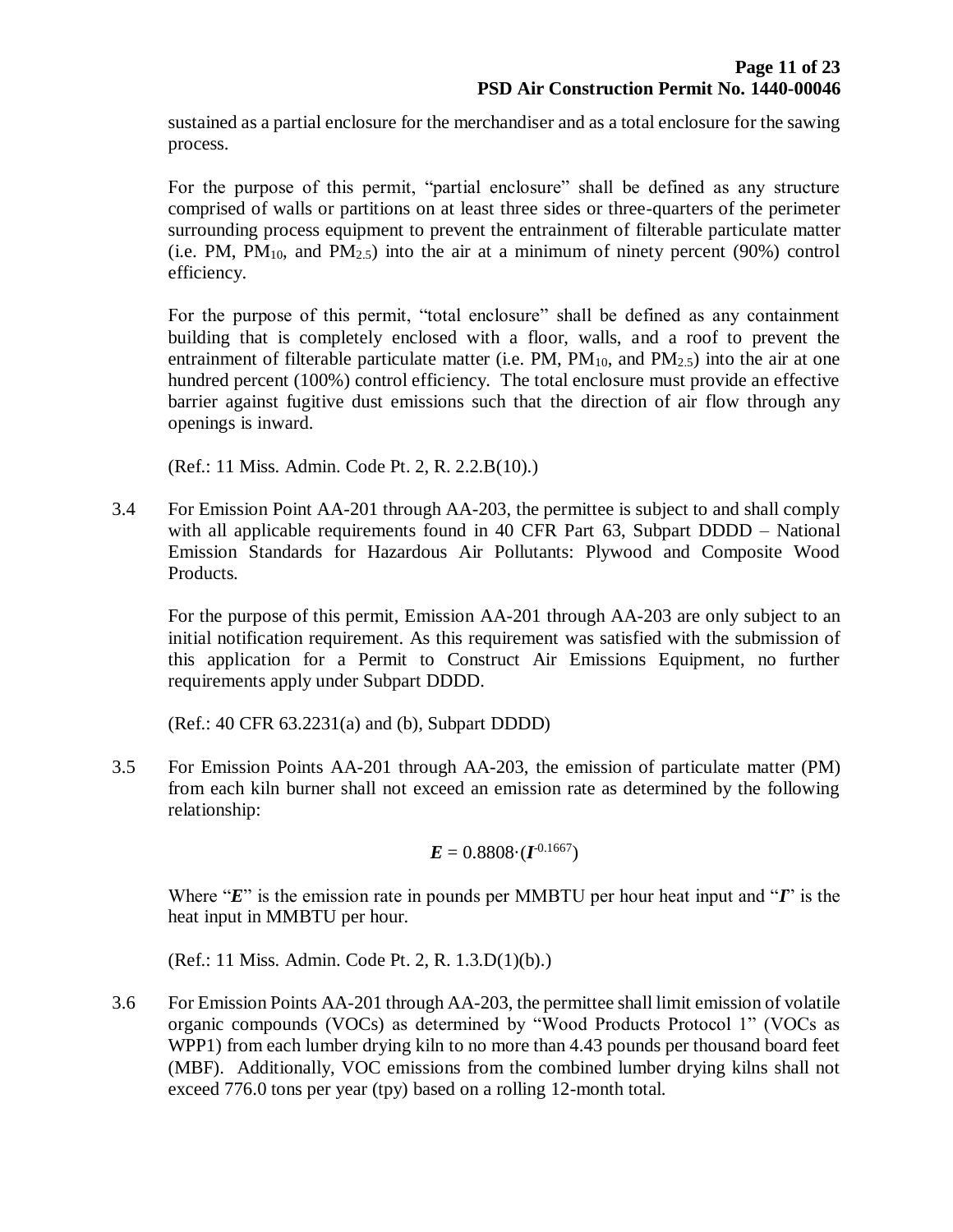sustained as a partial enclosure for the merchandiser and as a total enclosure for the sawing process.

For the purpose of this permit, "partial enclosure" shall be defined as any structure comprised of walls or partitions on at least three sides or three-quarters of the perimeter surrounding process equipment to prevent the entrainment of filterable particulate matter (i.e. PM, $PM_{10}$, and $PM_{2.5}$) into the air at a minimum of ninety percent (90%) control efficiency.

For the purpose of this permit, "total enclosure" shall be defined as any containment building that is completely enclosed with a floor, walls, and a roof to prevent the entrainment of filterable particulate matter (i.e. PM, $PM_{10}$, and $PM_{2.5}$) into the air at one hundred percent (100%) control efficiency. The total enclosure must provide an effective barrier against fugitive dust emissions such that the direction of air flow through any openings is inward.

(Ref.: 11 Miss. Admin. Code Pt. 2, R. 2.2.B(10).)

3.4 For Emission Point AA-201 through AA-203, the permittee is subject to and shall comply with all applicable requirements found in 40 CFR Part 63, Subpart DDDD – National Emission Standards for Hazardous Air Pollutants: Plywood and Composite Wood Products.

For the purpose of this permit, Emission AA-201 through AA-203 are only subject to an initial notification requirement. As this requirement was satisfied with the submission of this application for a Permit to Construct Air Emissions Equipment, no further requirements apply under Subpart DDDD.

(Ref.: 40 CFR 63.2231(a) and (b), Subpart DDDD)

3.5 For Emission Points AA-201 through AA-203, the emission of particulate matter (PM) from each kiln burner shall not exceed an emission rate as determined by the following relationship:

$$\boldsymbol{E} = 0.8808 \cdot (\boldsymbol{I}^{-0.1667})$$

Where "$\boldsymbol{E}$" is the emission rate in pounds per MMBTU per hour heat input and "$\boldsymbol{I}$" is the heat input in MMBTU per hour.

(Ref.: 11 Miss. Admin. Code Pt. 2, R. 1.3.D(1)(b).)

3.6 For Emission Points AA-201 through AA-203, the permittee shall limit emission of volatile organic compounds (VOCs) as determined by "Wood Products Protocol 1" (VOCs as WPP1) from each lumber drying kiln to no more than 4.43 pounds per thousand board feet (MBF). Additionally, VOC emissions from the combined lumber drying kilns shall not exceed 776.0 tons per year (tpy) based on a rolling 12-month total.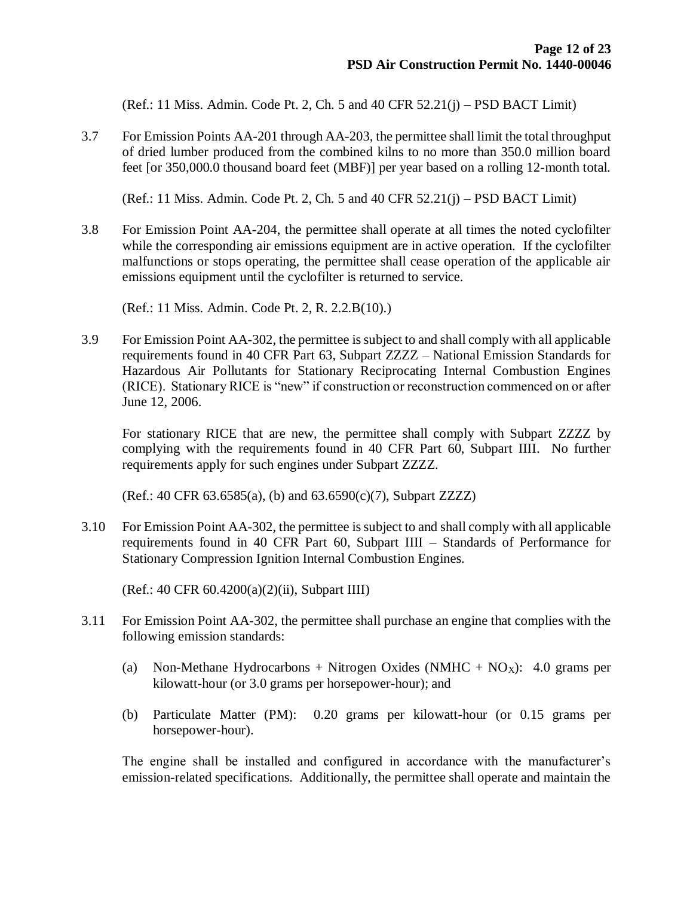(Ref.: 11 Miss. Admin. Code Pt. 2, Ch. 5 and 40 CFR 52.21(j) – PSD BACT Limit)

3.7 For Emission Points AA-201 through AA-203, the permittee shall limit the total throughput of dried lumber produced from the combined kilns to no more than 350.0 million board feet [or 350,000.0 thousand board feet (MBF)] per year based on a rolling 12-month total.

(Ref.: 11 Miss. Admin. Code Pt. 2, Ch. 5 and 40 CFR 52.21(j) – PSD BACT Limit)

3.8 For Emission Point AA-204, the permittee shall operate at all times the noted cyclofilter while the corresponding air emissions equipment are in active operation. If the cyclofilter malfunctions or stops operating, the permittee shall cease operation of the applicable air emissions equipment until the cyclofilter is returned to service.

(Ref.: 11 Miss. Admin. Code Pt. 2, R. 2.2.B(10).)

3.9 For Emission Point AA-302, the permittee is subject to and shall comply with all applicable requirements found in 40 CFR Part 63, Subpart ZZZZ – National Emission Standards for Hazardous Air Pollutants for Stationary Reciprocating Internal Combustion Engines (RICE). Stationary RICE is "new" if construction or reconstruction commenced on or after June 12, 2006.

For stationary RICE that are new, the permittee shall comply with Subpart ZZZZ by complying with the requirements found in 40 CFR Part 60, Subpart IIII. No further requirements apply for such engines under Subpart ZZZZ.

(Ref.: 40 CFR 63.6585(a), (b) and 63.6590(c)(7), Subpart ZZZZ)

3.10 For Emission Point AA-302, the permittee is subject to and shall comply with all applicable requirements found in 40 CFR Part 60, Subpart IIII – Standards of Performance for Stationary Compression Ignition Internal Combustion Engines.

(Ref.: 40 CFR 60.4200(a)(2)(ii), Subpart IIII)

3.11 For Emission Point AA-302, the permittee shall purchase an engine that complies with the following emission standards:

(a) Non-Methane Hydrocarbons + Nitrogen Oxides (NMHC + $NO_X$): 4.0 grams per kilowatt-hour (or 3.0 grams per horsepower-hour); and

(b) Particulate Matter (PM): 0.20 grams per kilowatt-hour (or 0.15 grams per horsepower-hour).

The engine shall be installed and configured in accordance with the manufacturer's emission-related specifications. Additionally, the permittee shall operate and maintain the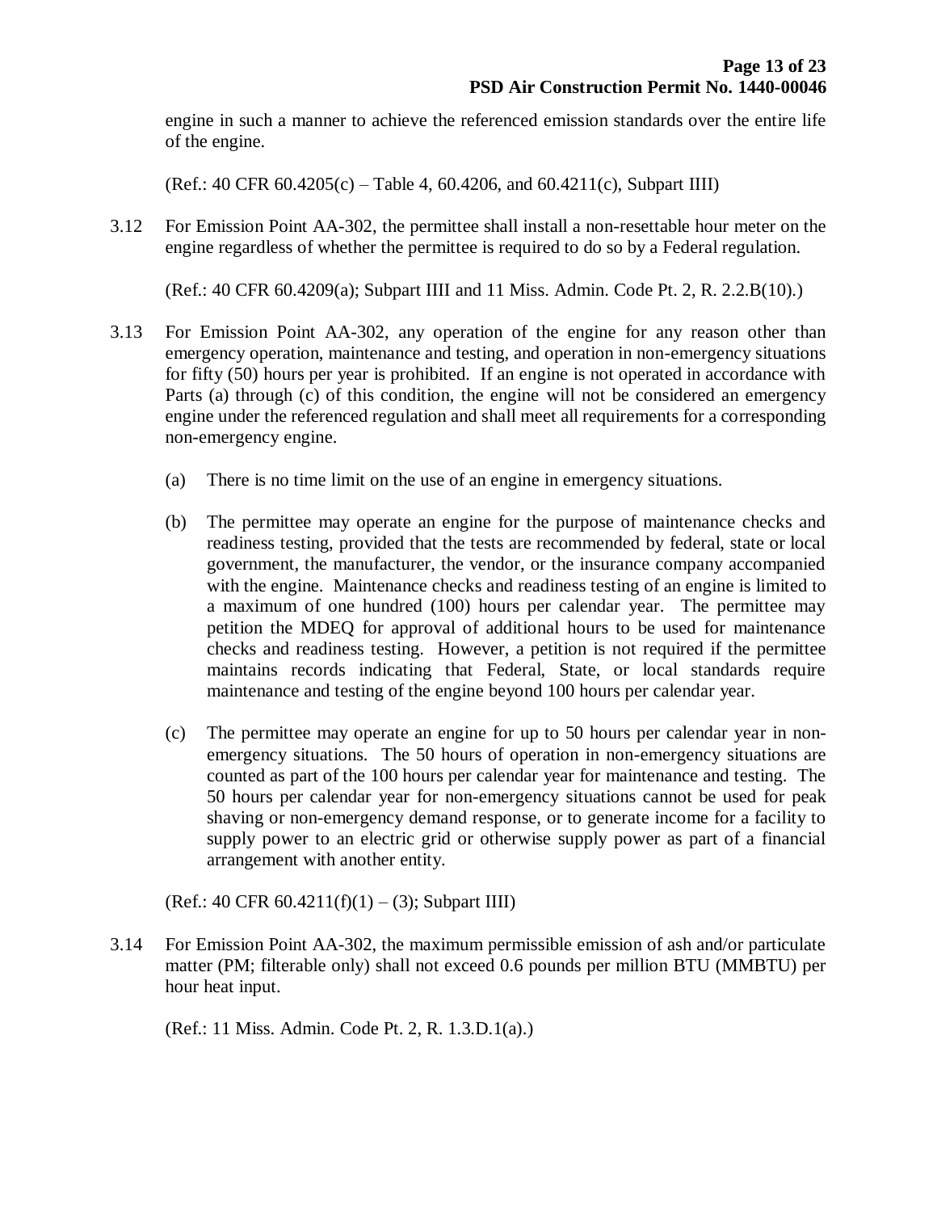engine in such a manner to achieve the referenced emission standards over the entire life of the engine.

(Ref.: 40 CFR 60.4205(c) – Table 4, 60.4206, and 60.4211(c), Subpart IIII)

3.12 For Emission Point AA-302, the permittee shall install a non-resettable hour meter on the engine regardless of whether the permittee is required to do so by a Federal regulation.

(Ref.: 40 CFR 60.4209(a); Subpart IIII and 11 Miss. Admin. Code Pt. 2, R. 2.2.B(10).)

3.13 For Emission Point AA-302, any operation of the engine for any reason other than emergency operation, maintenance and testing, and operation in non-emergency situations for fifty (50) hours per year is prohibited. If an engine is not operated in accordance with Parts (a) through (c) of this condition, the engine will not be considered an emergency engine under the referenced regulation and shall meet all requirements for a corresponding non-emergency engine.

(a) There is no time limit on the use of an engine in emergency situations.

(b) The permittee may operate an engine for the purpose of maintenance checks and readiness testing, provided that the tests are recommended by federal, state or local government, the manufacturer, the vendor, or the insurance company accompanied with the engine. Maintenance checks and readiness testing of an engine is limited to a maximum of one hundred (100) hours per calendar year. The permittee may petition the MDEQ for approval of additional hours to be used for maintenance checks and readiness testing. However, a petition is not required if the permittee maintains records indicating that Federal, State, or local standards require maintenance and testing of the engine beyond 100 hours per calendar year.

(c) The permittee may operate an engine for up to 50 hours per calendar year in non-emergency situations. The 50 hours of operation in non-emergency situations are counted as part of the 100 hours per calendar year for maintenance and testing. The 50 hours per calendar year for non-emergency situations cannot be used for peak shaving or non-emergency demand response, or to generate income for a facility to supply power to an electric grid or otherwise supply power as part of a financial arrangement with another entity.

(Ref.: 40 CFR 60.4211(f)(1) – (3); Subpart IIII)

3.14 For Emission Point AA-302, the maximum permissible emission of ash and/or particulate matter (PM; filterable only) shall not exceed 0.6 pounds per million BTU (MMBTU) per hour heat input.

(Ref.: 11 Miss. Admin. Code Pt. 2, R. 1.3.D.1(a).)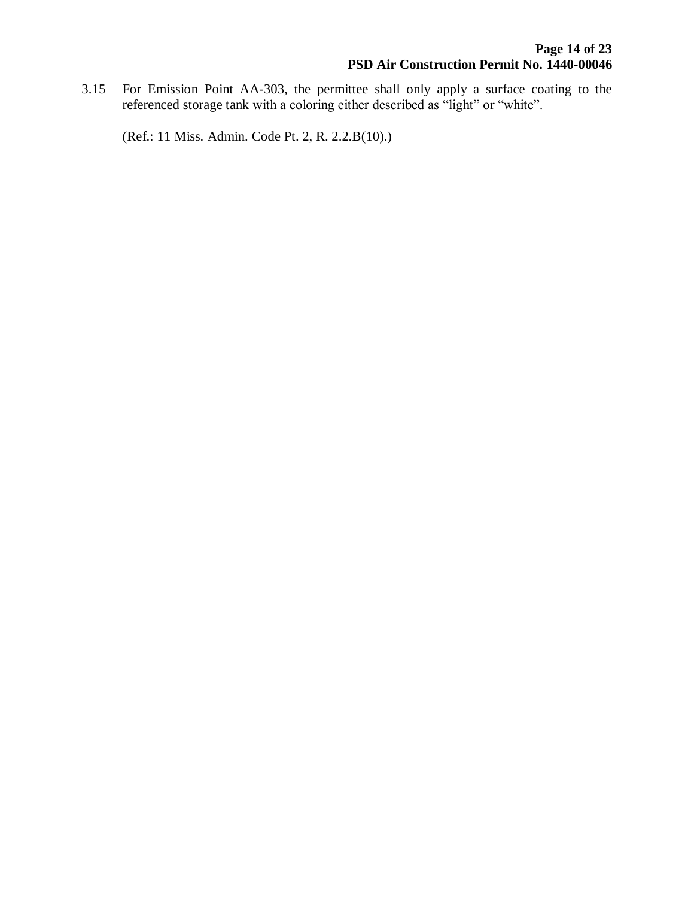3.15 For Emission Point AA-303, the permittee shall only apply a surface coating to the referenced storage tank with a coloring either described as "light" or "white".

(Ref.: 11 Miss. Admin. Code Pt. 2, R. 2.2.B(10).)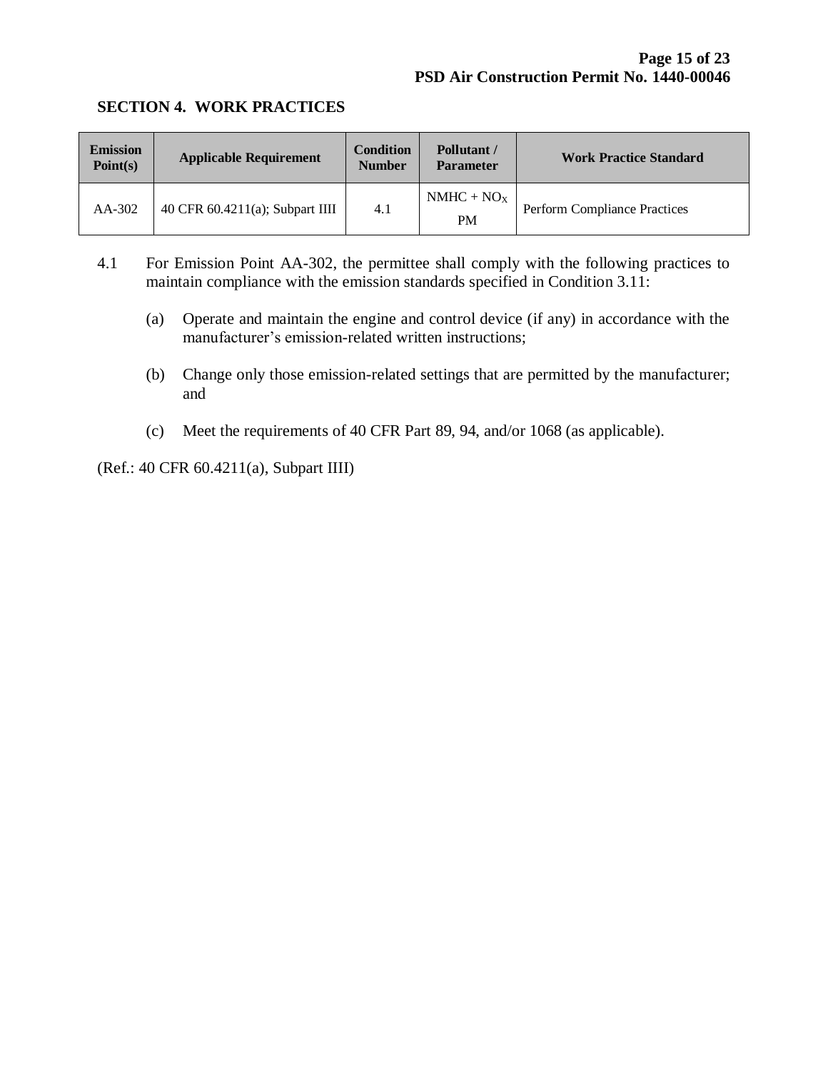## SECTION 4. WORK PRACTICES

| Emission Point(s) | Applicable Requirement | Condition Number | Pollutant / Parameter | Work Practice Standard |
|---|---|---|---|---|
| AA-302 | 40 CFR 60.4211(a); Subpart IIII | 4.1 | NMHC + $NO_X$<br>PM | Perform Compliance Practices |

4.1 For Emission Point AA-302, the permittee shall comply with the following practices to maintain compliance with the emission standards specified in Condition 3.11:

(a) Operate and maintain the engine and control device (if any) in accordance with the manufacturer's emission-related written instructions;

(b) Change only those emission-related settings that are permitted by the manufacturer; and

(c) Meet the requirements of 40 CFR Part 89, 94, and/or 1068 (as applicable).

(Ref.: 40 CFR 60.4211(a), Subpart IIII)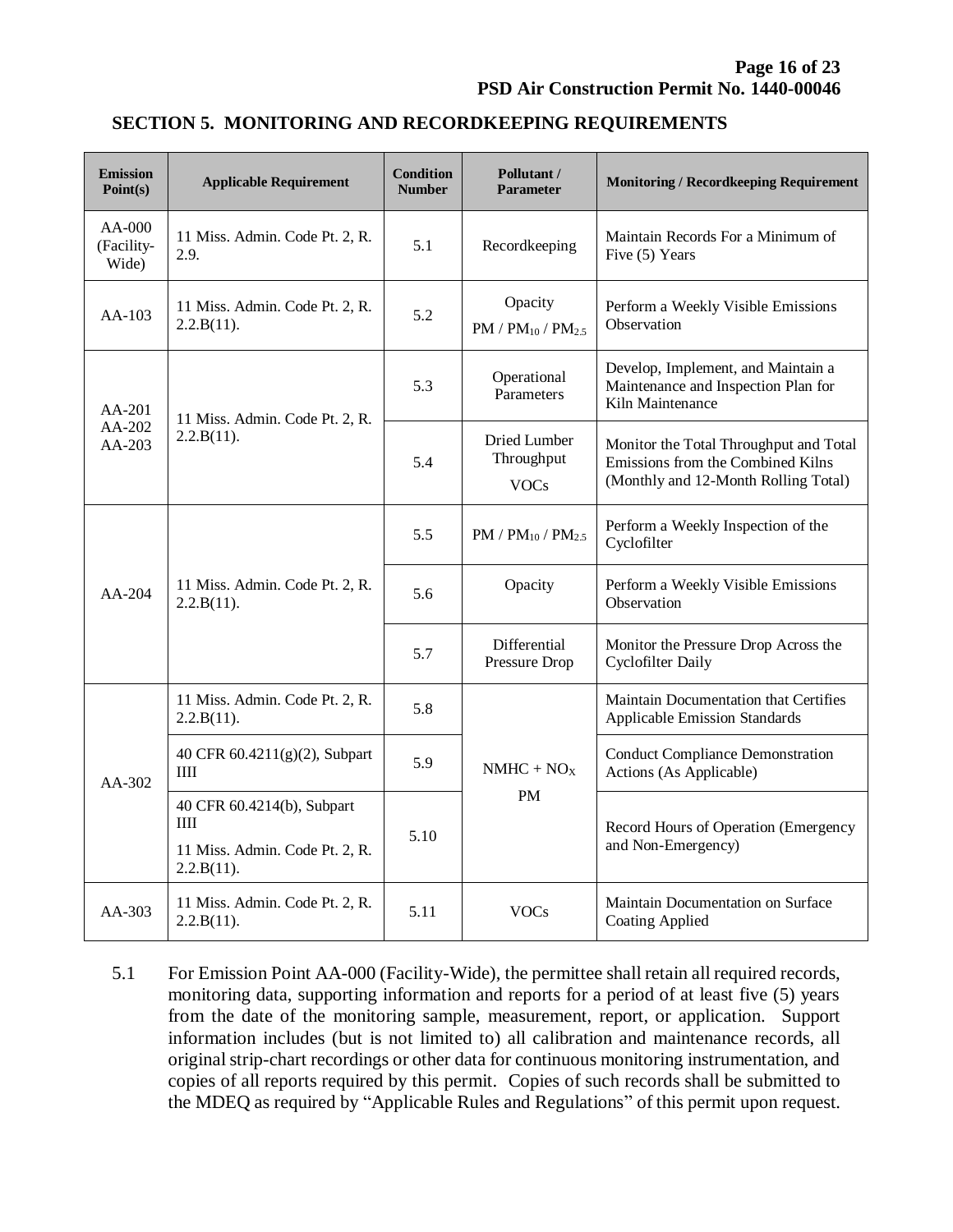## SECTION 5. MONITORING AND RECORDKEEPING REQUIREMENTS

| Emission Point(s) | Applicable Requirement | Condition Number | Pollutant / Parameter | Monitoring / Recordkeeping Requirement |
|---|---|---|---|---|
| AA-000 (Facility-Wide) | 11 Miss. Admin. Code Pt. 2, R. 2.9. | 5.1 | Recordkeeping | Maintain Records For a Minimum of Five (5) Years |
| AA-103 | 11 Miss. Admin. Code Pt. 2, R. 2.2.B(11). | 5.2 | Opacity<br>PM / $PM_{10}$ / $PM_{2.5}$ | Perform a Weekly Visible Emissions Observation |
| AA-201<br>AA-202<br>AA-203 | 11 Miss. Admin. Code Pt. 2, R. 2.2.B(11). | 5.3 | Operational Parameters | Develop, Implement, and Maintain a Maintenance and Inspection Plan for Kiln Maintenance |
| | | 5.4 | Dried Lumber Throughput<br>VOCs | Monitor the Total Throughput and Total Emissions from the Combined Kilns (Monthly and 12-Month Rolling Total) |
| AA-204 | 11 Miss. Admin. Code Pt. 2, R. 2.2.B(11). | 5.5 | PM / $PM_{10}$ / $PM_{2.5}$ | Perform a Weekly Inspection of the Cyclofilter |
| | | 5.6 | Opacity | Perform a Weekly Visible Emissions Observation |
| | | 5.7 | Differential Pressure Drop | Monitor the Pressure Drop Across the Cyclofilter Daily |
| AA-302 | 11 Miss. Admin. Code Pt. 2, R. 2.2.B(11). | 5.8 | NMHC + $NO_X$<br>PM | Maintain Documentation that Certifies Applicable Emission Standards |
| | 40 CFR 60.4211(g)(2), Subpart IIII | 5.9 | | Conduct Compliance Demonstration Actions (As Applicable) |
| | 40 CFR 60.4214(b), Subpart IIII<br>11 Miss. Admin. Code Pt. 2, R. 2.2.B(11). | 5.10 | | Record Hours of Operation (Emergency and Non-Emergency) |
| AA-303 | 11 Miss. Admin. Code Pt. 2, R. 2.2.B(11). | 5.11 | VOCs | Maintain Documentation on Surface Coating Applied |

5.1 For Emission Point AA-000 (Facility-Wide), the permittee shall retain all required records, monitoring data, supporting information and reports for a period of at least five (5) years from the date of the monitoring sample, measurement, report, or application. Support information includes (but is not limited to) all calibration and maintenance records, all original strip-chart recordings or other data for continuous monitoring instrumentation, and copies of all reports required by this permit. Copies of such records shall be submitted to the MDEQ as required by "Applicable Rules and Regulations" of this permit upon request.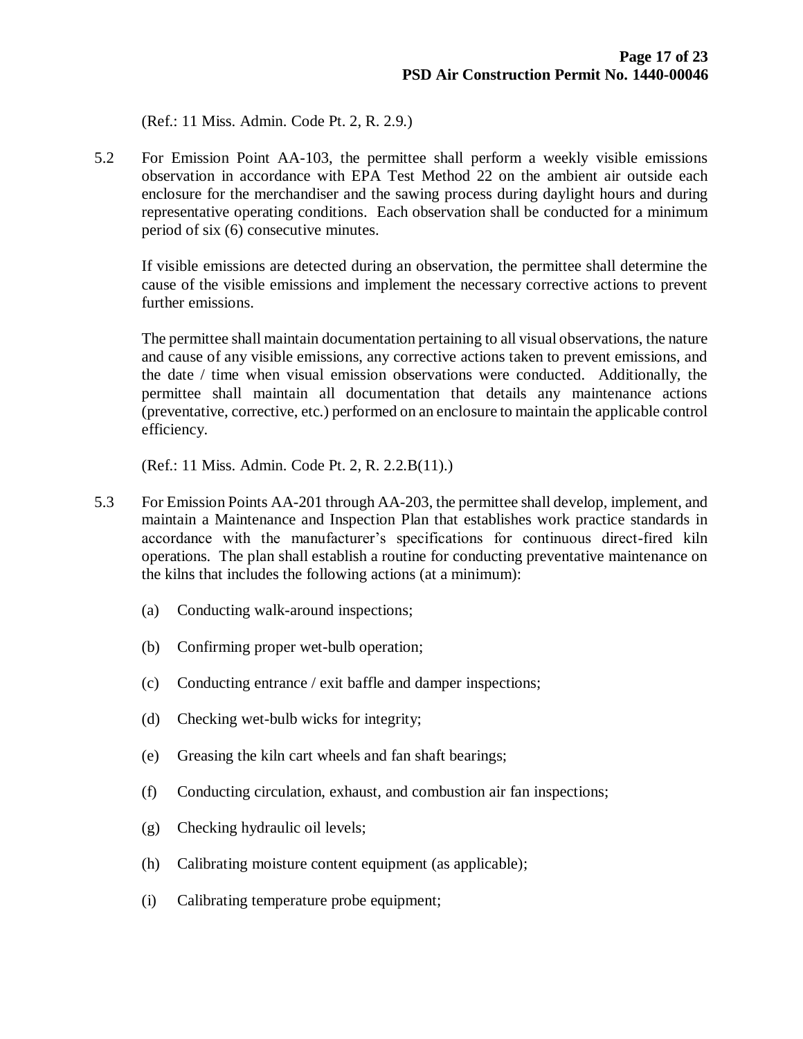(Ref.: 11 Miss. Admin. Code Pt. 2, R. 2.9.)

5.2 For Emission Point AA-103, the permittee shall perform a weekly visible emissions observation in accordance with EPA Test Method 22 on the ambient air outside each enclosure for the merchandiser and the sawing process during daylight hours and during representative operating conditions. Each observation shall be conducted for a minimum period of six (6) consecutive minutes.

If visible emissions are detected during an observation, the permittee shall determine the cause of the visible emissions and implement the necessary corrective actions to prevent further emissions.

The permittee shall maintain documentation pertaining to all visual observations, the nature and cause of any visible emissions, any corrective actions taken to prevent emissions, and the date / time when visual emission observations were conducted. Additionally, the permittee shall maintain all documentation that details any maintenance actions (preventative, corrective, etc.) performed on an enclosure to maintain the applicable control efficiency.

(Ref.: 11 Miss. Admin. Code Pt. 2, R. 2.2.B(11).)

5.3 For Emission Points AA-201 through AA-203, the permittee shall develop, implement, and maintain a Maintenance and Inspection Plan that establishes work practice standards in accordance with the manufacturer's specifications for continuous direct-fired kiln operations. The plan shall establish a routine for conducting preventative maintenance on the kilns that includes the following actions (at a minimum):

(a) Conducting walk-around inspections;

(b) Confirming proper wet-bulb operation;

(c) Conducting entrance / exit baffle and damper inspections;

(d) Checking wet-bulb wicks for integrity;

(e) Greasing the kiln cart wheels and fan shaft bearings;

(f) Conducting circulation, exhaust, and combustion air fan inspections;

(g) Checking hydraulic oil levels;

(h) Calibrating moisture content equipment (as applicable);

(i) Calibrating temperature probe equipment;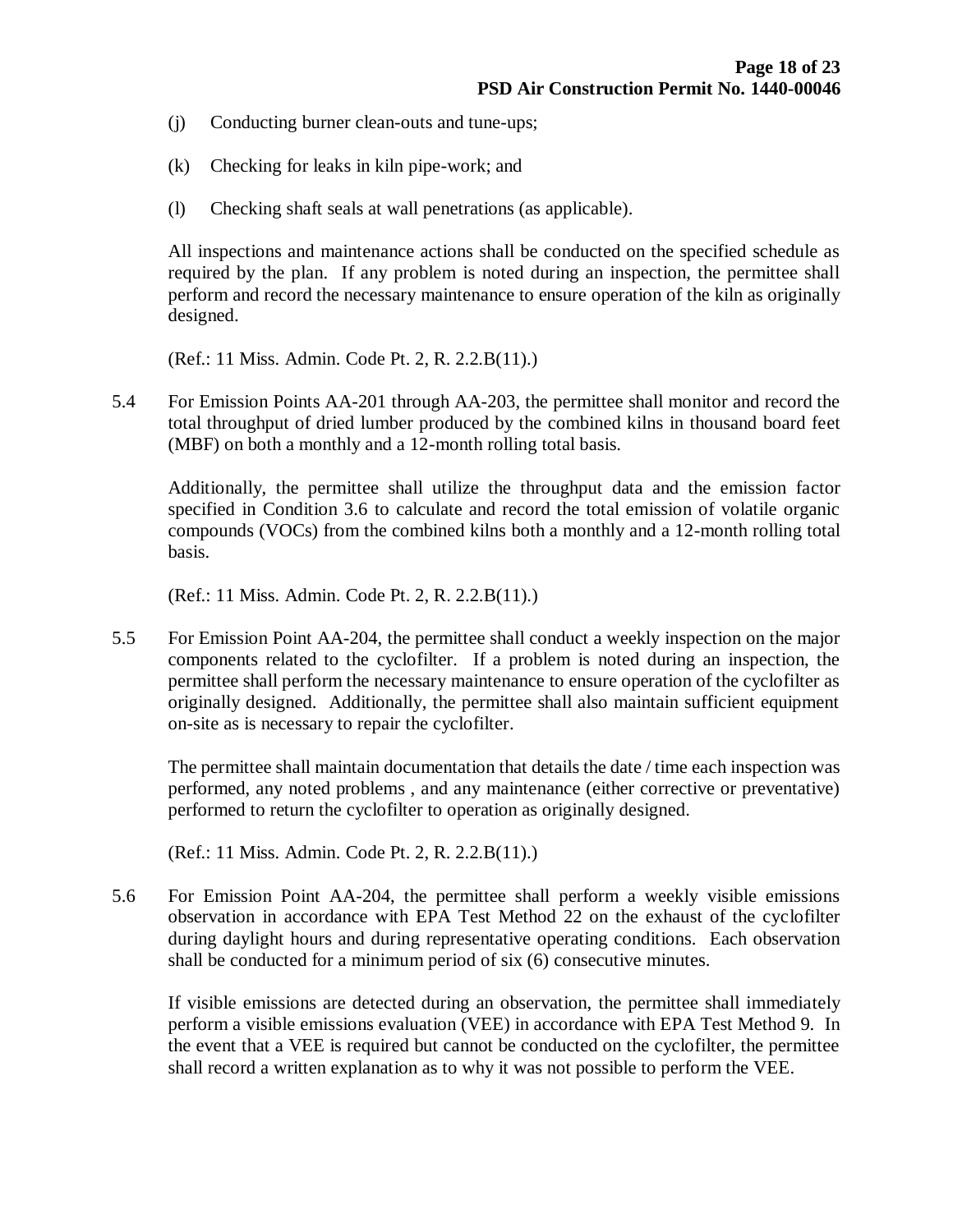(j) Conducting burner clean-outs and tune-ups;

(k) Checking for leaks in kiln pipe-work; and

(l) Checking shaft seals at wall penetrations (as applicable).

All inspections and maintenance actions shall be conducted on the specified schedule as required by the plan. If any problem is noted during an inspection, the permittee shall perform and record the necessary maintenance to ensure operation of the kiln as originally designed.

(Ref.: 11 Miss. Admin. Code Pt. 2, R. 2.2.B(11).)

5.4 For Emission Points AA-201 through AA-203, the permittee shall monitor and record the total throughput of dried lumber produced by the combined kilns in thousand board feet (MBF) on both a monthly and a 12-month rolling total basis.

Additionally, the permittee shall utilize the throughput data and the emission factor specified in Condition 3.6 to calculate and record the total emission of volatile organic compounds (VOCs) from the combined kilns both a monthly and a 12-month rolling total basis.

(Ref.: 11 Miss. Admin. Code Pt. 2, R. 2.2.B(11).)

5.5 For Emission Point AA-204, the permittee shall conduct a weekly inspection on the major components related to the cyclofilter. If a problem is noted during an inspection, the permittee shall perform the necessary maintenance to ensure operation of the cyclofilter as originally designed. Additionally, the permittee shall also maintain sufficient equipment on-site as is necessary to repair the cyclofilter.

The permittee shall maintain documentation that details the date / time each inspection was performed, any noted problems , and any maintenance (either corrective or preventative) performed to return the cyclofilter to operation as originally designed.

(Ref.: 11 Miss. Admin. Code Pt. 2, R. 2.2.B(11).)

5.6 For Emission Point AA-204, the permittee shall perform a weekly visible emissions observation in accordance with EPA Test Method 22 on the exhaust of the cyclofilter during daylight hours and during representative operating conditions. Each observation shall be conducted for a minimum period of six (6) consecutive minutes.

If visible emissions are detected during an observation, the permittee shall immediately perform a visible emissions evaluation (VEE) in accordance with EPA Test Method 9. In the event that a VEE is required but cannot be conducted on the cyclofilter, the permittee shall record a written explanation as to why it was not possible to perform the VEE.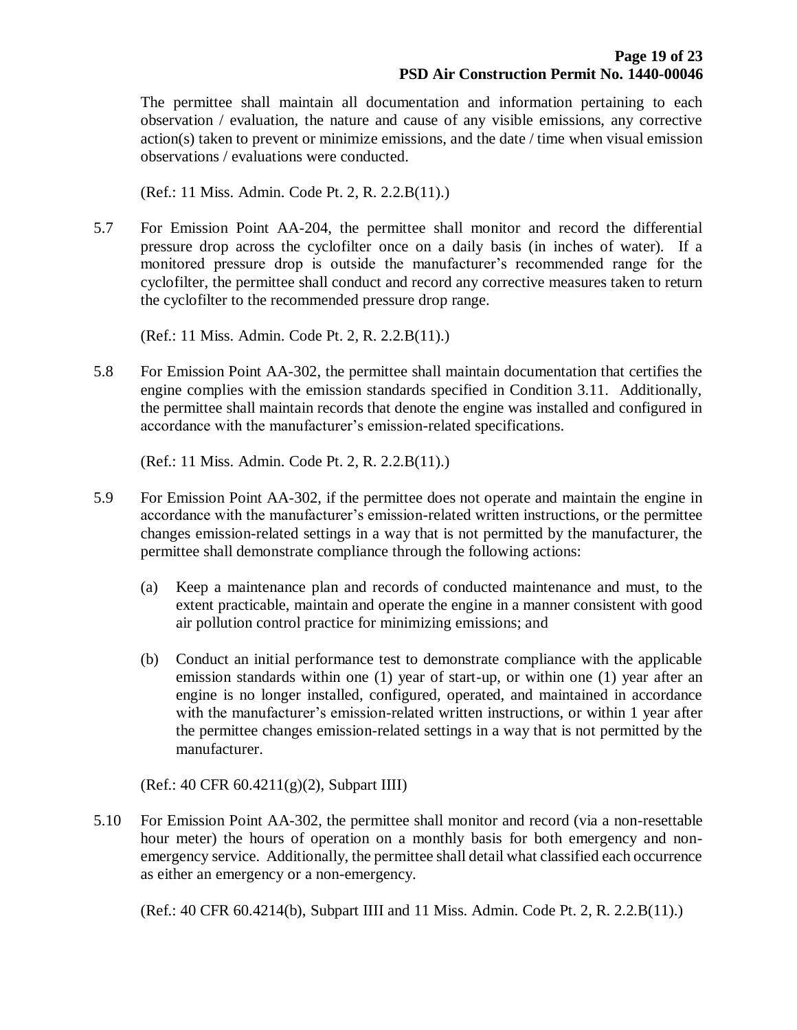The permittee shall maintain all documentation and information pertaining to each observation / evaluation, the nature and cause of any visible emissions, any corrective action(s) taken to prevent or minimize emissions, and the date / time when visual emission observations / evaluations were conducted.

(Ref.: 11 Miss. Admin. Code Pt. 2, R. 2.2.B(11).)

5.7 For Emission Point AA-204, the permittee shall monitor and record the differential pressure drop across the cyclofilter once on a daily basis (in inches of water). If a monitored pressure drop is outside the manufacturer's recommended range for the cyclofilter, the permittee shall conduct and record any corrective measures taken to return the cyclofilter to the recommended pressure drop range.

(Ref.: 11 Miss. Admin. Code Pt. 2, R. 2.2.B(11).)

5.8 For Emission Point AA-302, the permittee shall maintain documentation that certifies the engine complies with the emission standards specified in Condition 3.11. Additionally, the permittee shall maintain records that denote the engine was installed and configured in accordance with the manufacturer's emission-related specifications.

(Ref.: 11 Miss. Admin. Code Pt. 2, R. 2.2.B(11).)

5.9 For Emission Point AA-302, if the permittee does not operate and maintain the engine in accordance with the manufacturer's emission-related written instructions, or the permittee changes emission-related settings in a way that is not permitted by the manufacturer, the permittee shall demonstrate compliance through the following actions:

(a) Keep a maintenance plan and records of conducted maintenance and must, to the extent practicable, maintain and operate the engine in a manner consistent with good air pollution control practice for minimizing emissions; and

(b) Conduct an initial performance test to demonstrate compliance with the applicable emission standards within one (1) year of start-up, or within one (1) year after an engine is no longer installed, configured, operated, and maintained in accordance with the manufacturer's emission-related written instructions, or within 1 year after the permittee changes emission-related settings in a way that is not permitted by the manufacturer.

(Ref.: 40 CFR 60.4211(g)(2), Subpart IIII)

5.10 For Emission Point AA-302, the permittee shall monitor and record (via a non-resettable hour meter) the hours of operation on a monthly basis for both emergency and non-emergency service. Additionally, the permittee shall detail what classified each occurrence as either an emergency or a non-emergency.

(Ref.: 40 CFR 60.4214(b), Subpart IIII and 11 Miss. Admin. Code Pt. 2, R. 2.2.B(11).)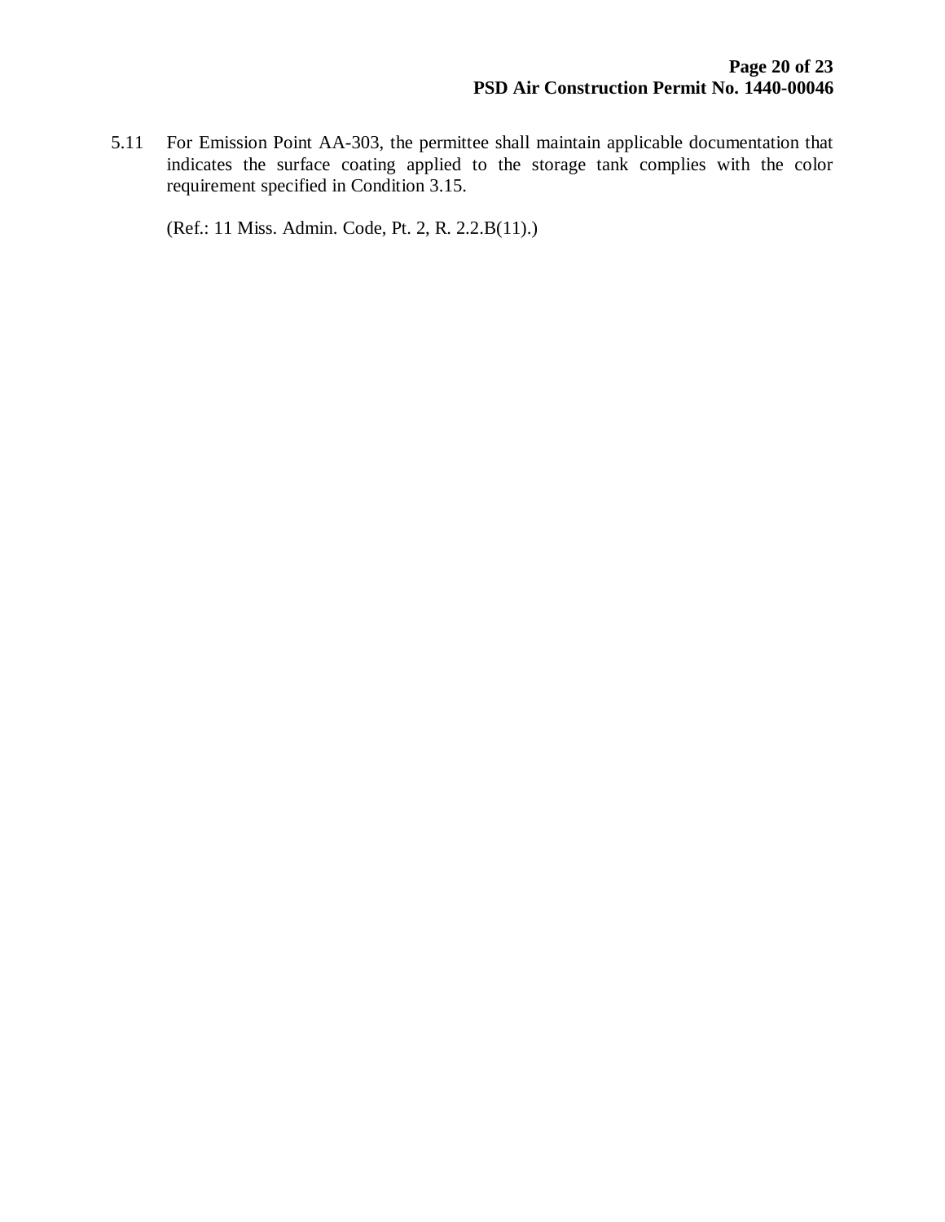5.11 For Emission Point AA-303, the permittee shall maintain applicable documentation that indicates the surface coating applied to the storage tank complies with the color requirement specified in Condition 3.15.

(Ref.: 11 Miss. Admin. Code, Pt. 2, R. 2.2.B(11).)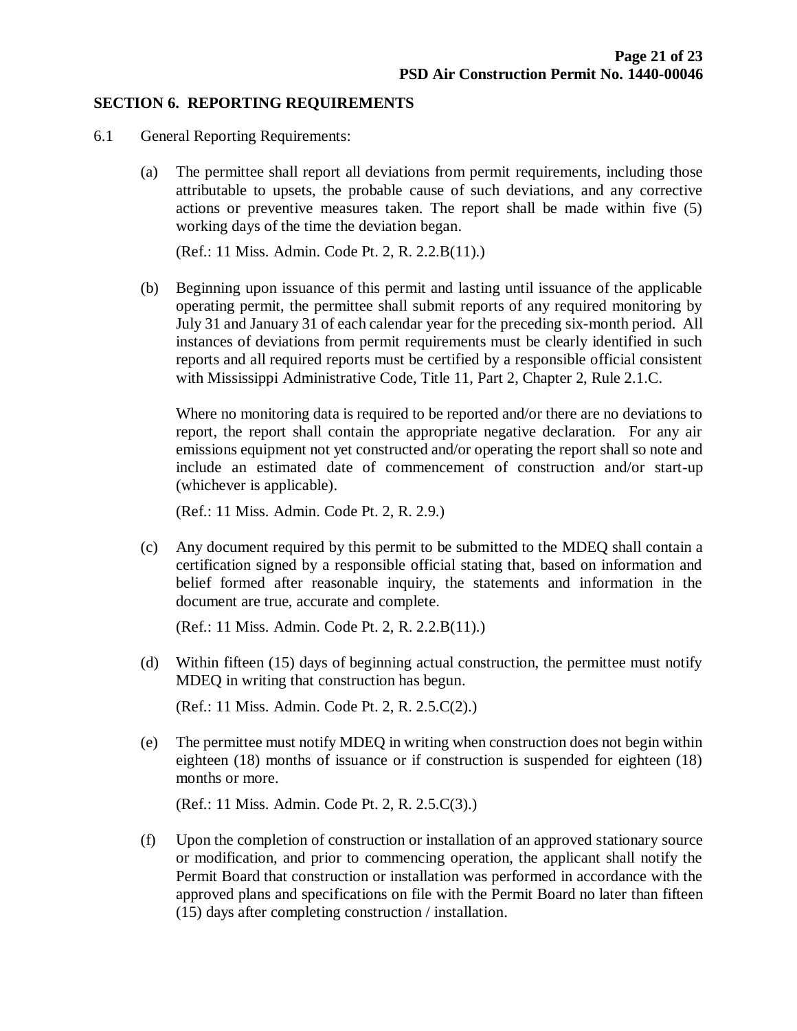## SECTION 6. REPORTING REQUIREMENTS

6.1 General Reporting Requirements:

(a) The permittee shall report all deviations from permit requirements, including those attributable to upsets, the probable cause of such deviations, and any corrective actions or preventive measures taken. The report shall be made within five (5) working days of the time the deviation began.

(Ref.: 11 Miss. Admin. Code Pt. 2, R. 2.2.B(11).)

(b) Beginning upon issuance of this permit and lasting until issuance of the applicable operating permit, the permittee shall submit reports of any required monitoring by July 31 and January 31 of each calendar year for the preceding six-month period. All instances of deviations from permit requirements must be clearly identified in such reports and all required reports must be certified by a responsible official consistent with Mississippi Administrative Code, Title 11, Part 2, Chapter 2, Rule 2.1.C.

Where no monitoring data is required to be reported and/or there are no deviations to report, the report shall contain the appropriate negative declaration. For any air emissions equipment not yet constructed and/or operating the report shall so note and include an estimated date of commencement of construction and/or start-up (whichever is applicable).

(Ref.: 11 Miss. Admin. Code Pt. 2, R. 2.9.)

(c) Any document required by this permit to be submitted to the MDEQ shall contain a certification signed by a responsible official stating that, based on information and belief formed after reasonable inquiry, the statements and information in the document are true, accurate and complete.

(Ref.: 11 Miss. Admin. Code Pt. 2, R. 2.2.B(11).)

(d) Within fifteen (15) days of beginning actual construction, the permittee must notify MDEQ in writing that construction has begun.

(Ref.: 11 Miss. Admin. Code Pt. 2, R. 2.5.C(2).)

(e) The permittee must notify MDEQ in writing when construction does not begin within eighteen (18) months of issuance or if construction is suspended for eighteen (18) months or more.

(Ref.: 11 Miss. Admin. Code Pt. 2, R. 2.5.C(3).)

(f) Upon the completion of construction or installation of an approved stationary source or modification, and prior to commencing operation, the applicant shall notify the Permit Board that construction or installation was performed in accordance with the approved plans and specifications on file with the Permit Board no later than fifteen (15) days after completing construction / installation.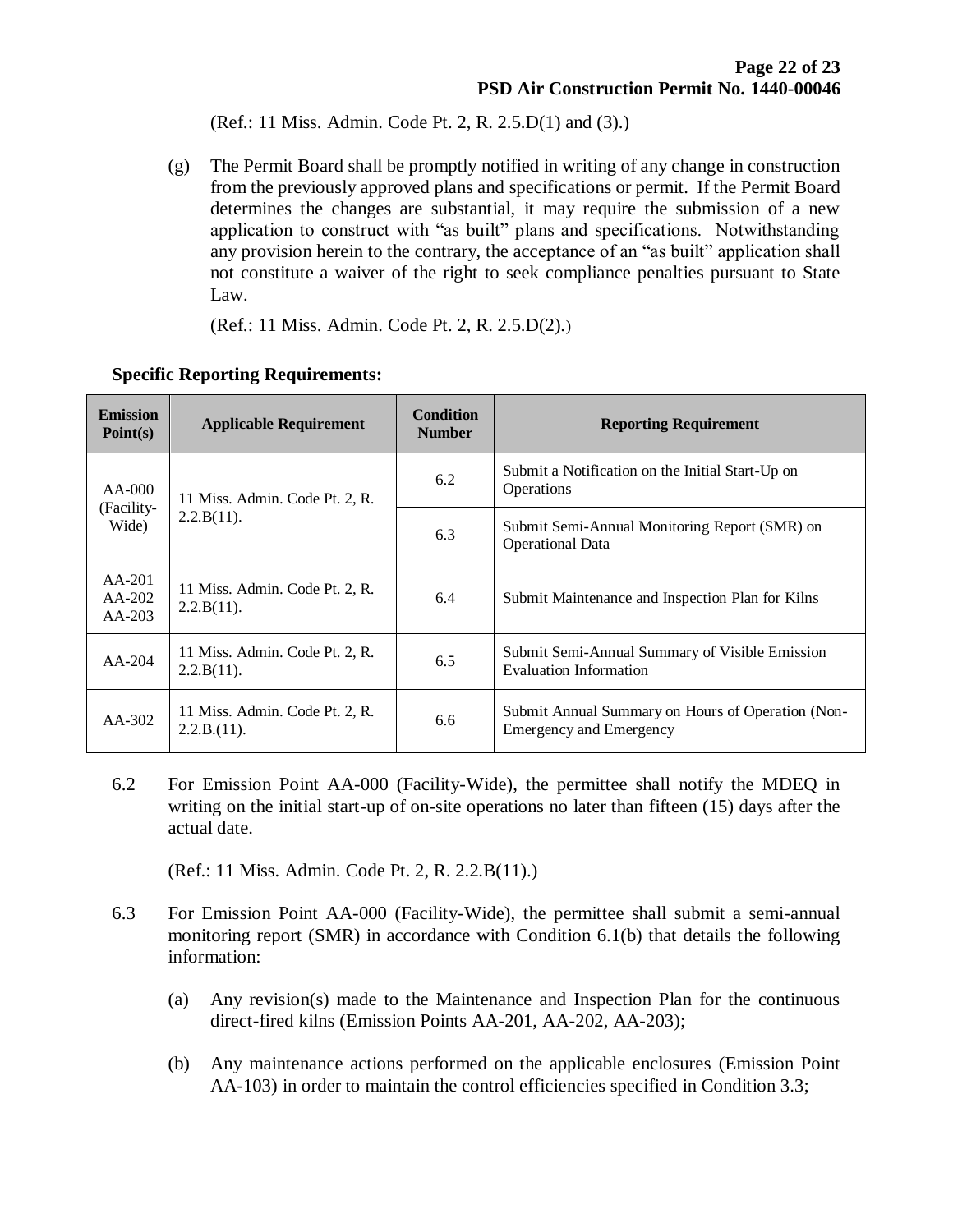(Ref.: 11 Miss. Admin. Code Pt. 2, R. 2.5.D(1) and (3).)

(g) The Permit Board shall be promptly notified in writing of any change in construction from the previously approved plans and specifications or permit. If the Permit Board determines the changes are substantial, it may require the submission of a new application to construct with "as built" plans and specifications. Notwithstanding any provision herein to the contrary, the acceptance of an "as built" application shall not constitute a waiver of the right to seek compliance penalties pursuant to State Law.

(Ref.: 11 Miss. Admin. Code Pt. 2, R. 2.5.D(2).)

**Specific Reporting Requirements:**

| Emission Point(s) | Applicable Requirement | Condition Number | Reporting Requirement |
|---|---|---|---|
| AA-000 (Facility-Wide) | 11 Miss. Admin. Code Pt. 2, R. 2.2.B(11). | 6.2 | Submit a Notification on the Initial Start-Up on Operations |
| | | 6.3 | Submit Semi-Annual Monitoring Report (SMR) on Operational Data |
| AA-201 AA-202 AA-203 | 11 Miss. Admin. Code Pt. 2, R. 2.2.B(11). | 6.4 | Submit Maintenance and Inspection Plan for Kilns |
| AA-204 | 11 Miss. Admin. Code Pt. 2, R. 2.2.B(11). | 6.5 | Submit Semi-Annual Summary of Visible Emission Evaluation Information |
| AA-302 | 11 Miss. Admin. Code Pt. 2, R. 2.2.B.(11). | 6.6 | Submit Annual Summary on Hours of Operation (Non-Emergency and Emergency |

6.2 For Emission Point AA-000 (Facility-Wide), the permittee shall notify the MDEQ in writing on the initial start-up of on-site operations no later than fifteen (15) days after the actual date.

(Ref.: 11 Miss. Admin. Code Pt. 2, R. 2.2.B(11).)

6.3 For Emission Point AA-000 (Facility-Wide), the permittee shall submit a semi-annual monitoring report (SMR) in accordance with Condition 6.1(b) that details the following information:

(a) Any revision(s) made to the Maintenance and Inspection Plan for the continuous direct-fired kilns (Emission Points AA-201, AA-202, AA-203);

(b) Any maintenance actions performed on the applicable enclosures (Emission Point AA-103) in order to maintain the control efficiencies specified in Condition 3.3;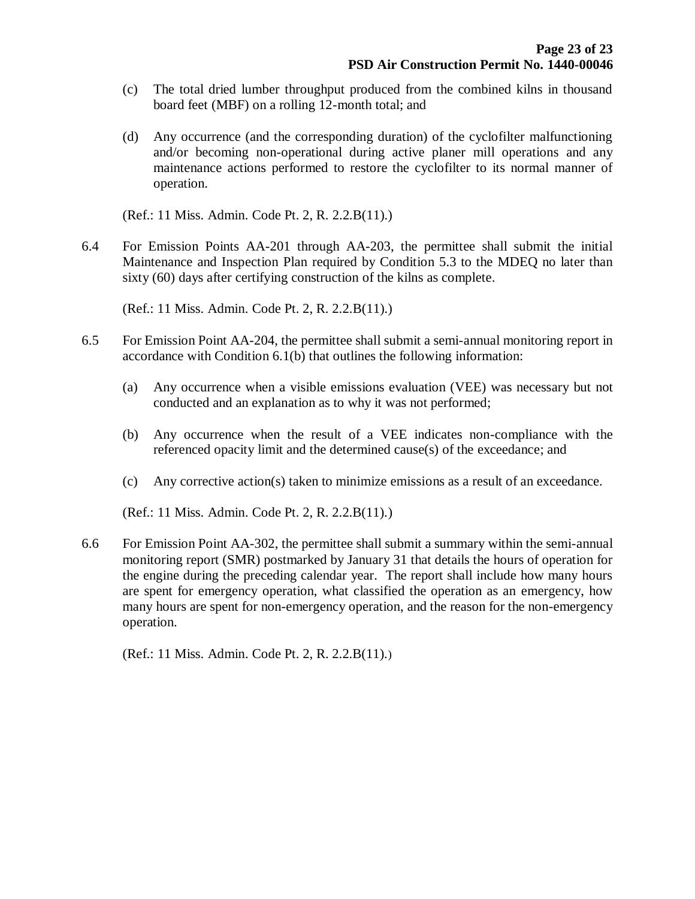(c) The total dried lumber throughput produced from the combined kilns in thousand board feet (MBF) on a rolling 12-month total; and

(d) Any occurrence (and the corresponding duration) of the cyclofilter malfunctioning and/or becoming non-operational during active planer mill operations and any maintenance actions performed to restore the cyclofilter to its normal manner of operation.

(Ref.: 11 Miss. Admin. Code Pt. 2, R. 2.2.B(11).)

6.4 For Emission Points AA-201 through AA-203, the permittee shall submit the initial Maintenance and Inspection Plan required by Condition 5.3 to the MDEQ no later than sixty (60) days after certifying construction of the kilns as complete.

(Ref.: 11 Miss. Admin. Code Pt. 2, R. 2.2.B(11).)

6.5 For Emission Point AA-204, the permittee shall submit a semi-annual monitoring report in accordance with Condition 6.1(b) that outlines the following information:

(a) Any occurrence when a visible emissions evaluation (VEE) was necessary but not conducted and an explanation as to why it was not performed;

(b) Any occurrence when the result of a VEE indicates non-compliance with the referenced opacity limit and the determined cause(s) of the exceedance; and

(c) Any corrective action(s) taken to minimize emissions as a result of an exceedance.

(Ref.: 11 Miss. Admin. Code Pt. 2, R. 2.2.B(11).)

6.6 For Emission Point AA-302, the permittee shall submit a summary within the semi-annual monitoring report (SMR) postmarked by January 31 that details the hours of operation for the engine during the preceding calendar year. The report shall include how many hours are spent for emergency operation, what classified the operation as an emergency, how many hours are spent for non-emergency operation, and the reason for the non-emergency operation.

(Ref.: 11 Miss. Admin. Code Pt. 2, R. 2.2.B(11).)